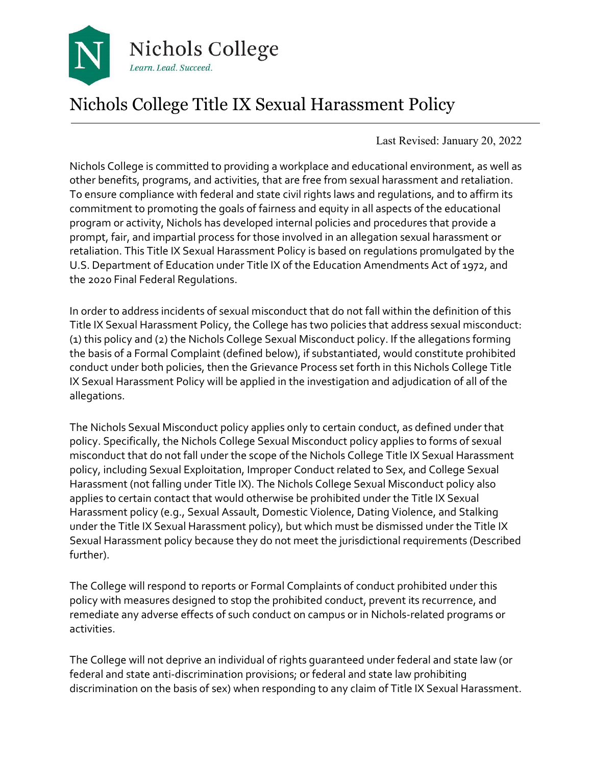Nichols College

*Learn. Lead. Succeed.*

# Nichols College Title IX Sexual Harassment Policy

Last Revised: January 20, 2022

Nichols College is committed to providing a workplace and educational environment, as well as other benefits, programs, and activities, that are free from sexual harassment and retaliation. To ensure compliance with federal and state civil rights laws and regulations, and to affirm its commitment to promoting the goals of fairness and equity in all aspects of the educational program or activity, Nichols has developed internal policies and procedures that provide a prompt, fair, and impartial process for those involved in an allegation sexual harassment or retaliation. This Title IX Sexual Harassment Policy is based on regulations promulgated by the U.S. Department of Education under Title IX of the Education Amendments Act of 1972, and the 2020 Final Federal Regulations.

In order to address incidents of sexual misconduct that do not fall within the definition of this Title IX Sexual Harassment Policy, the College has two policies that address sexual misconduct: (1) this policy and (2) the Nichols College Sexual Misconduct policy. If the allegations forming the basis of a Formal Complaint (defined below), if substantiated, would constitute prohibited conduct under both policies, then the Grievance Process set forth in this Nichols College Title IX Sexual Harassment Policy will be applied in the investigation and adjudication of all of the allegations.

The Nichols Sexual Misconduct policy applies only to certain conduct, as defined under that policy. Specifically, the Nichols College Sexual Misconduct policy applies to forms of sexual misconduct that do not fall under the scope of the Nichols College Title IX Sexual Harassment policy, including Sexual Exploitation, Improper Conduct related to Sex, and College Sexual Harassment (not falling under Title IX). The Nichols College Sexual Misconduct policy also applies to certain contact that would otherwise be prohibited under the Title IX Sexual Harassment policy (e.g., Sexual Assault, Domestic Violence, Dating Violence, and Stalking under the Title IX Sexual Harassment policy), but which must be dismissed under the Title IX Sexual Harassment policy because they do not meet the jurisdictional requirements (Described further).

The College will respond to reports or Formal Complaints of conduct prohibited under this policy with measures designed to stop the prohibited conduct, prevent its recurrence, and remediate any adverse effects of such conduct on campus or in Nichols-related programs or activities.

The College will not deprive an individual of rights guaranteed under federal and state law (or federal and state anti-discrimination provisions; or federal and state law prohibiting discrimination on the basis of sex) when responding to any claim of Title IX Sexual Harassment.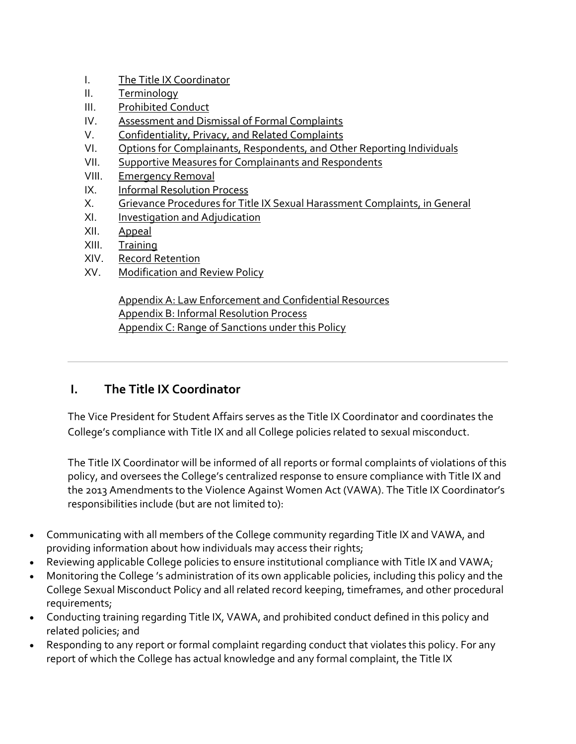I. The Title IX Coordinator
II. Terminology
III. Prohibited Conduct
IV. Assessment and Dismissal of Formal Complaints
V. Confidentiality, Privacy, and Related Complaints
VI. Options for Complainants, Respondents, and Other Reporting Individuals
VII. Supportive Measures for Complainants and Respondents
VIII. Emergency Removal
IX. Informal Resolution Process
X. Grievance Procedures for Title IX Sexual Harassment Complaints, in General
XI. Investigation and Adjudication
XII. Appeal
XIII. Training
XIV. Record Retention
XV. Modification and Review Policy

Appendix A: Law Enforcement and Confidential Resources
Appendix B: Informal Resolution Process
Appendix C: Range of Sanctions under this Policy

---

## I. The Title IX Coordinator

The Vice President for Student Affairs serves as the Title IX Coordinator and coordinates the College's compliance with Title IX and all College policies related to sexual misconduct.

The Title IX Coordinator will be informed of all reports or formal complaints of violations of this policy, and oversees the College's centralized response to ensure compliance with Title IX and the 2013 Amendments to the Violence Against Women Act (VAWA). The Title IX Coordinator's responsibilities include (but are not limited to):

- Communicating with all members of the College community regarding Title IX and VAWA, and providing information about how individuals may access their rights;
- Reviewing applicable College policies to ensure institutional compliance with Title IX and VAWA;
- Monitoring the College 's administration of its own applicable policies, including this policy and the College Sexual Misconduct Policy and all related record keeping, timeframes, and other procedural requirements;
- Conducting training regarding Title IX, VAWA, and prohibited conduct defined in this policy and related policies; and
- Responding to any report or formal complaint regarding conduct that violates this policy. For any report of which the College has actual knowledge and any formal complaint, the Title IX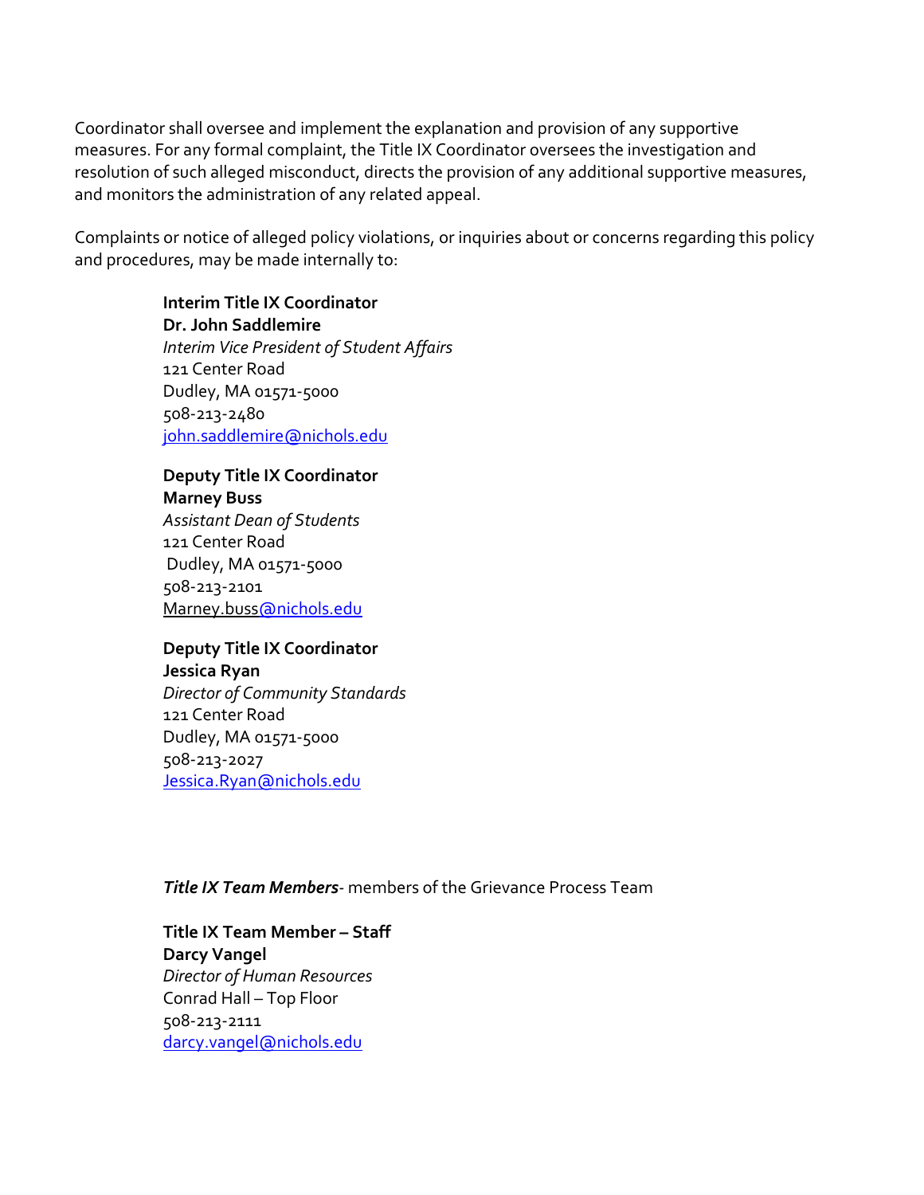Coordinator shall oversee and implement the explanation and provision of any supportive measures. For any formal complaint, the Title IX Coordinator oversees the investigation and resolution of such alleged misconduct, directs the provision of any additional supportive measures, and monitors the administration of any related appeal.

Complaints or notice of alleged policy violations, or inquiries about or concerns regarding this policy and procedures, may be made internally to:

**Interim Title IX Coordinator**
**Dr. John Saddlemire**
*Interim Vice President of Student Affairs*
121 Center Road
Dudley, MA 01571-5000
508-213-2480
john.saddlemire@nichols.edu

**Deputy Title IX Coordinator**
**Marney Buss**
*Assistant Dean of Students*
121 Center Road
Dudley, MA 01571-5000
508-213-2101
Marney.buss@nichols.edu

**Deputy Title IX Coordinator**
**Jessica Ryan**
*Director of Community Standards*
121 Center Road
Dudley, MA 01571-5000
508-213-2027
Jessica.Ryan@nichols.edu

***Title IX Team Members***- members of the Grievance Process Team

**Title IX Team Member – Staff**
**Darcy Vangel**
*Director of Human Resources*
Conrad Hall – Top Floor
508-213-2111
darcy.vangel@nichols.edu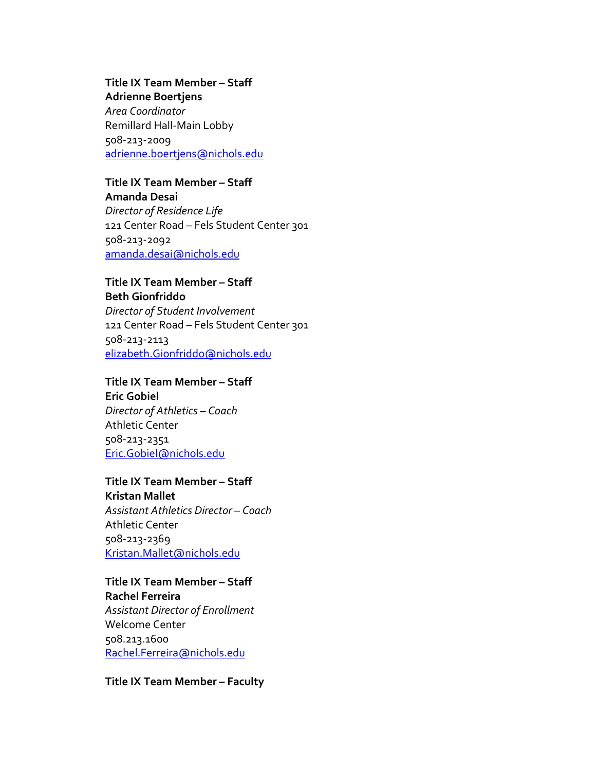**Title IX Team Member – Staff**
**Adrienne Boertjens**
*Area Coordinator*
Remillard Hall-Main Lobby
508-213-2009
adrienne.boertjens@nichols.edu

**Title IX Team Member – Staff**
**Amanda Desai**
*Director of Residence Life*
121 Center Road – Fels Student Center 301
508-213-2092
amanda.desai@nichols.edu

**Title IX Team Member – Staff**
**Beth Gionfriddo**
*Director of Student Involvement*
121 Center Road – Fels Student Center 301
508-213-2113
elizabeth.Gionfriddo@nichols.edu

**Title IX Team Member – Staff**
**Eric Gobiel**
*Director of Athletics – Coach*
Athletic Center
508-213-2351
Eric.Gobiel@nichols.edu

**Title IX Team Member – Staff**
**Kristan Mallet**
*Assistant Athletics Director – Coach*
Athletic Center
508-213-2369
Kristan.Mallet@nichols.edu

**Title IX Team Member – Staff**
**Rachel Ferreira**
*Assistant Director of Enrollment*
Welcome Center
508.213.1600
Rachel.Ferreira@nichols.edu

**Title IX Team Member – Faculty**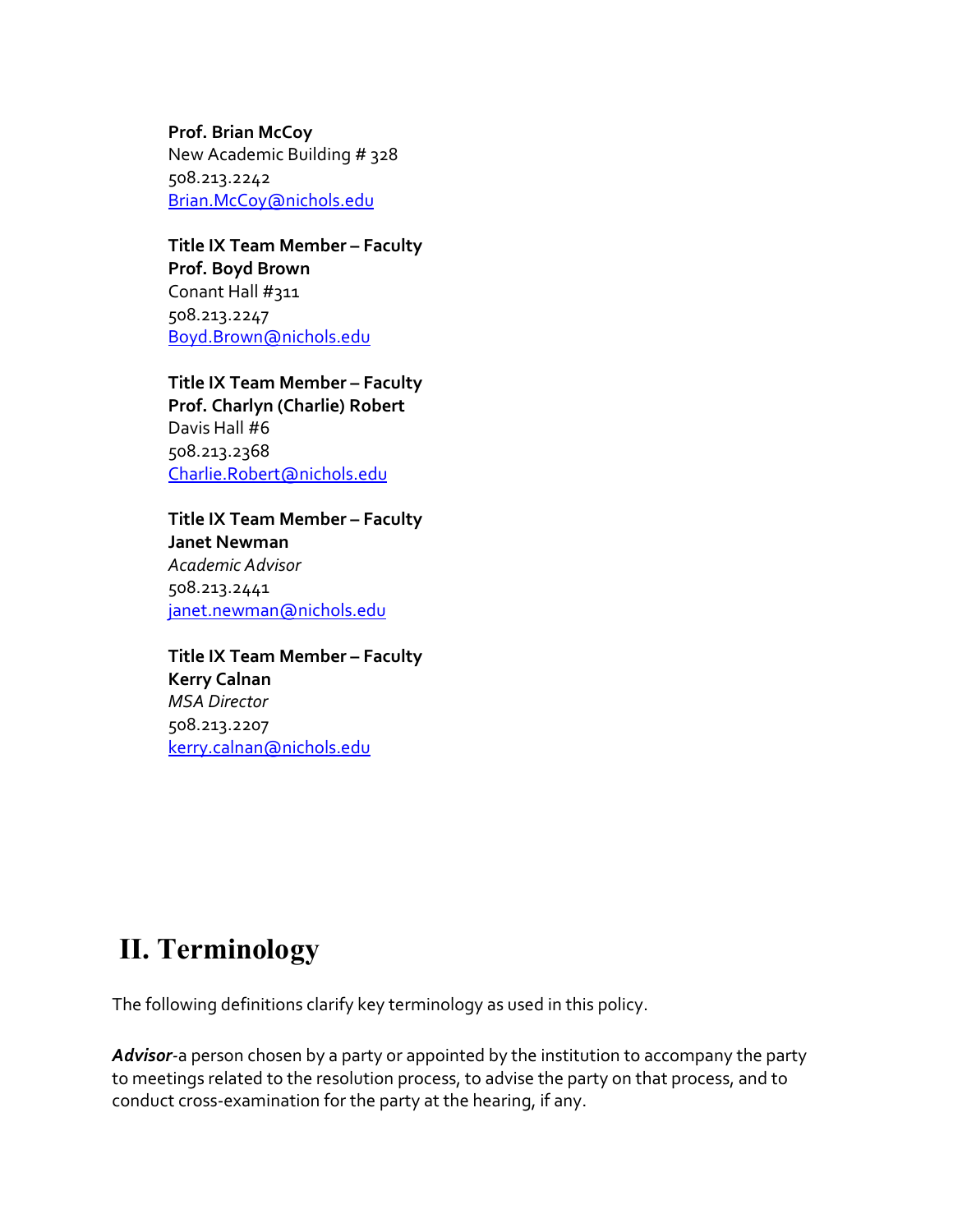**Prof. Brian McCoy**
New Academic Building # 328
508.213.2242
[Brian.McCoy@nichols.edu](mailto:Brian.McCoy@nichols.edu)

**Title IX Team Member – Faculty**
**Prof. Boyd Brown**
Conant Hall #311
508.213.2247
[Boyd.Brown@nichols.edu](mailto:Boyd.Brown@nichols.edu)

**Title IX Team Member – Faculty**
**Prof. Charlyn (Charlie) Robert**
Davis Hall #6
508.213.2368
[Charlie.Robert@nichols.edu](mailto:Charlie.Robert@nichols.edu)

**Title IX Team Member – Faculty**
**Janet Newman**
*Academic Advisor*
508.213.2441
[janet.newman@nichols.edu](mailto:janet.newman@nichols.edu)

**Title IX Team Member – Faculty**
**Kerry Calnan**
*MSA Director*
508.213.2207
[kerry.calnan@nichols.edu](mailto:kerry.calnan@nichols.edu)

# II. Terminology

The following definitions clarify key terminology as used in this policy.

***Advisor***-a person chosen by a party or appointed by the institution to accompany the party to meetings related to the resolution process, to advise the party on that process, and to conduct cross-examination for the party at the hearing, if any.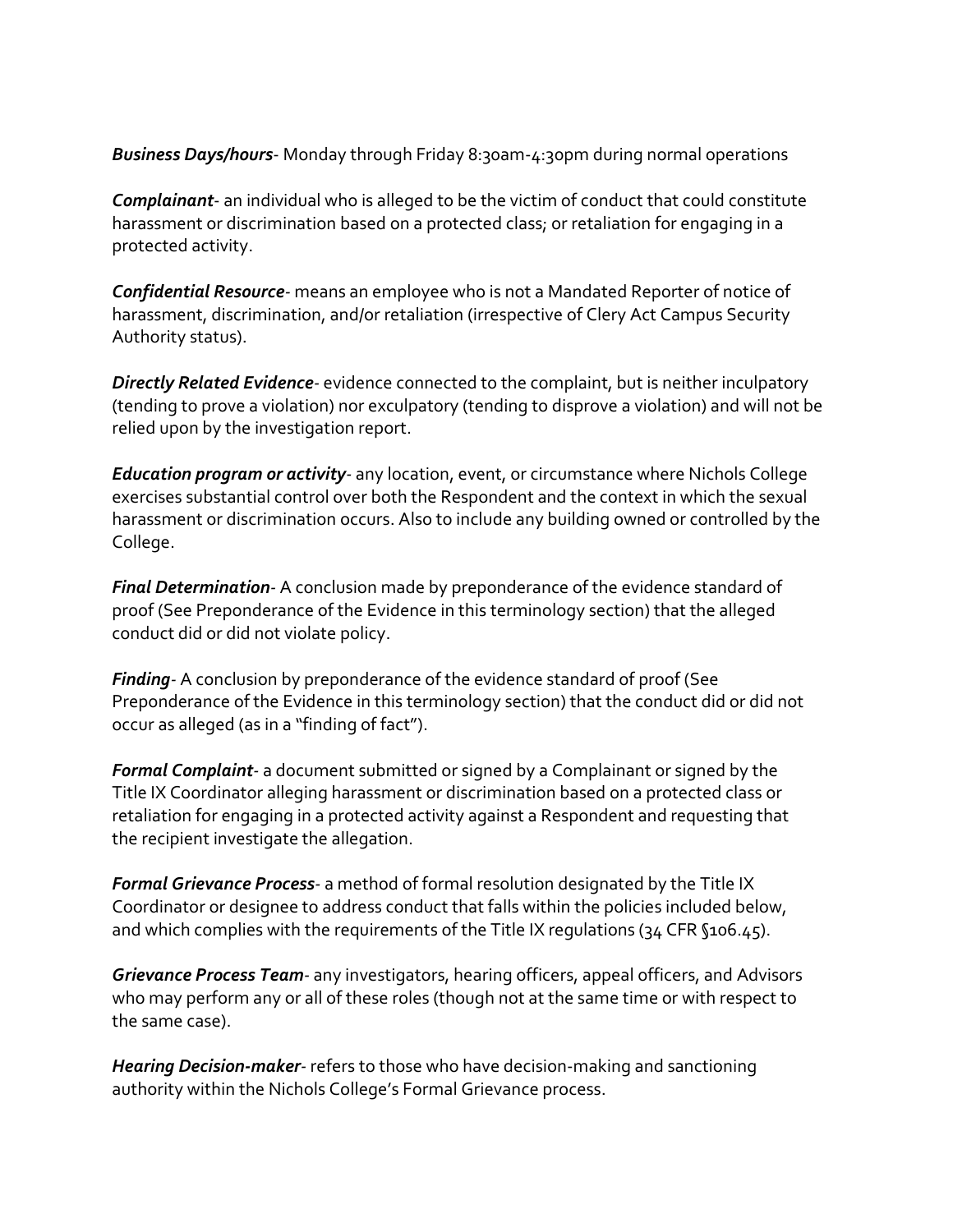***Business Days/hours***- Monday through Friday 8:30am-4:30pm during normal operations

***Complainant***- an individual who is alleged to be the victim of conduct that could constitute harassment or discrimination based on a protected class; or retaliation for engaging in a protected activity.

***Confidential Resource***- means an employee who is not a Mandated Reporter of notice of harassment, discrimination, and/or retaliation (irrespective of Clery Act Campus Security Authority status).

***Directly Related Evidence***- evidence connected to the complaint, but is neither inculpatory (tending to prove a violation) nor exculpatory (tending to disprove a violation) and will not be relied upon by the investigation report.

***Education program or activity***- any location, event, or circumstance where Nichols College exercises substantial control over both the Respondent and the context in which the sexual harassment or discrimination occurs. Also to include any building owned or controlled by the College.

***Final Determination***- A conclusion made by preponderance of the evidence standard of proof (See Preponderance of the Evidence in this terminology section) that the alleged conduct did or did not violate policy.

***Finding***- A conclusion by preponderance of the evidence standard of proof (See Preponderance of the Evidence in this terminology section) that the conduct did or did not occur as alleged (as in a "finding of fact").

***Formal Complaint***- a document submitted or signed by a Complainant or signed by the Title IX Coordinator alleging harassment or discrimination based on a protected class or retaliation for engaging in a protected activity against a Respondent and requesting that the recipient investigate the allegation.

***Formal Grievance Process***- a method of formal resolution designated by the Title IX Coordinator or designee to address conduct that falls within the policies included below, and which complies with the requirements of the Title IX regulations (34 CFR §106.45).

***Grievance Process Team***- any investigators, hearing officers, appeal officers, and Advisors who may perform any or all of these roles (though not at the same time or with respect to the same case).

***Hearing Decision-maker***- refers to those who have decision-making and sanctioning authority within the Nichols College's Formal Grievance process.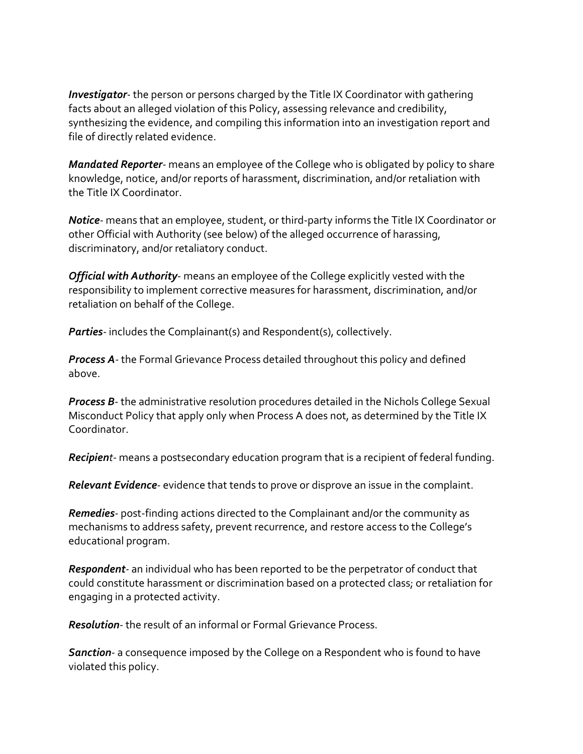***Investigator***- the person or persons charged by the Title IX Coordinator with gathering facts about an alleged violation of this Policy, assessing relevance and credibility, synthesizing the evidence, and compiling this information into an investigation report and file of directly related evidence.

***Mandated Reporter***- means an employee of the College who is obligated by policy to share knowledge, notice, and/or reports of harassment, discrimination, and/or retaliation with the Title IX Coordinator.

***Notice***- means that an employee, student, or third-party informs the Title IX Coordinator or other Official with Authority (see below) of the alleged occurrence of harassing, discriminatory, and/or retaliatory conduct.

***Official with Authority***- means an employee of the College explicitly vested with the responsibility to implement corrective measures for harassment, discrimination, and/or retaliation on behalf of the College.

***Parties***- includes the Complainant(s) and Respondent(s), collectively.

***Process A***- the Formal Grievance Process detailed throughout this policy and defined above.

***Process B***- the administrative resolution procedures detailed in the Nichols College Sexual Misconduct Policy that apply only when Process A does not, as determined by the Title IX Coordinator.

***Recipient***- means a postsecondary education program that is a recipient of federal funding.

***Relevant Evidence***- evidence that tends to prove or disprove an issue in the complaint.

***Remedies***- post-finding actions directed to the Complainant and/or the community as mechanisms to address safety, prevent recurrence, and restore access to the College's educational program.

***Respondent***- an individual who has been reported to be the perpetrator of conduct that could constitute harassment or discrimination based on a protected class; or retaliation for engaging in a protected activity.

***Resolution***- the result of an informal or Formal Grievance Process.

***Sanction***- a consequence imposed by the College on a Respondent who is found to have violated this policy.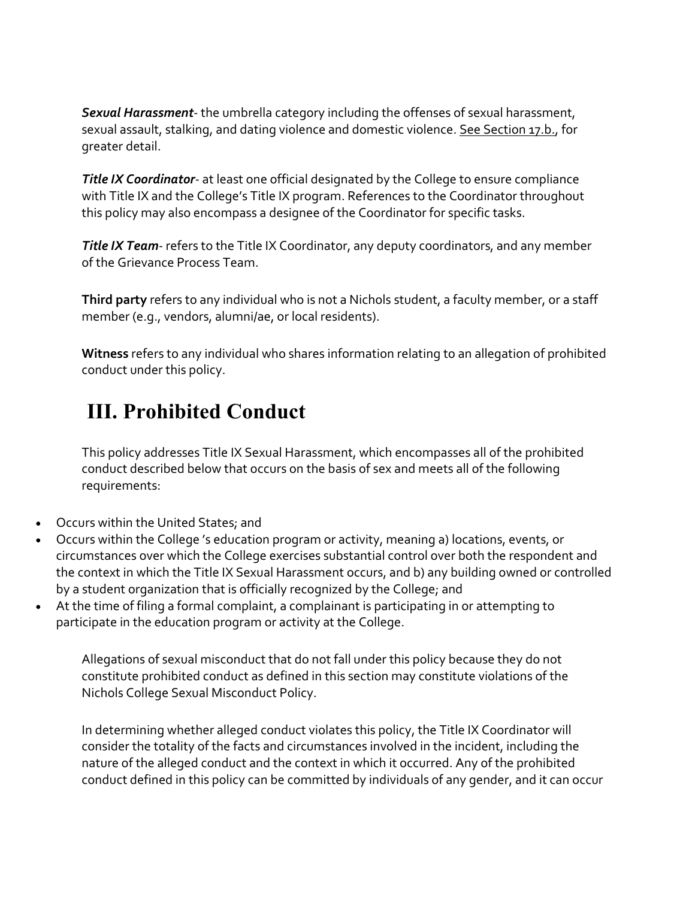***Sexual Harassment***- the umbrella category including the offenses of sexual harassment, sexual assault, stalking, and dating violence and domestic violence. See Section 17.b., for greater detail.

***Title IX Coordinator***- at least one official designated by the College to ensure compliance with Title IX and the College's Title IX program. References to the Coordinator throughout this policy may also encompass a designee of the Coordinator for specific tasks.

***Title IX Team***- refers to the Title IX Coordinator, any deputy coordinators, and any member of the Grievance Process Team.

**Third party** refers to any individual who is not a Nichols student, a faculty member, or a staff member (e.g., vendors, alumni/ae, or local residents).

**Witness** refers to any individual who shares information relating to an allegation of prohibited conduct under this policy.

# III. Prohibited Conduct

This policy addresses Title IX Sexual Harassment, which encompasses all of the prohibited conduct described below that occurs on the basis of sex and meets all of the following requirements:

- Occurs within the United States; and
- Occurs within the College 's education program or activity, meaning a) locations, events, or circumstances over which the College exercises substantial control over both the respondent and the context in which the Title IX Sexual Harassment occurs, and b) any building owned or controlled by a student organization that is officially recognized by the College; and
- At the time of filing a formal complaint, a complainant is participating in or attempting to participate in the education program or activity at the College.

Allegations of sexual misconduct that do not fall under this policy because they do not constitute prohibited conduct as defined in this section may constitute violations of the Nichols College Sexual Misconduct Policy.

In determining whether alleged conduct violates this policy, the Title IX Coordinator will consider the totality of the facts and circumstances involved in the incident, including the nature of the alleged conduct and the context in which it occurred. Any of the prohibited conduct defined in this policy can be committed by individuals of any gender, and it can occur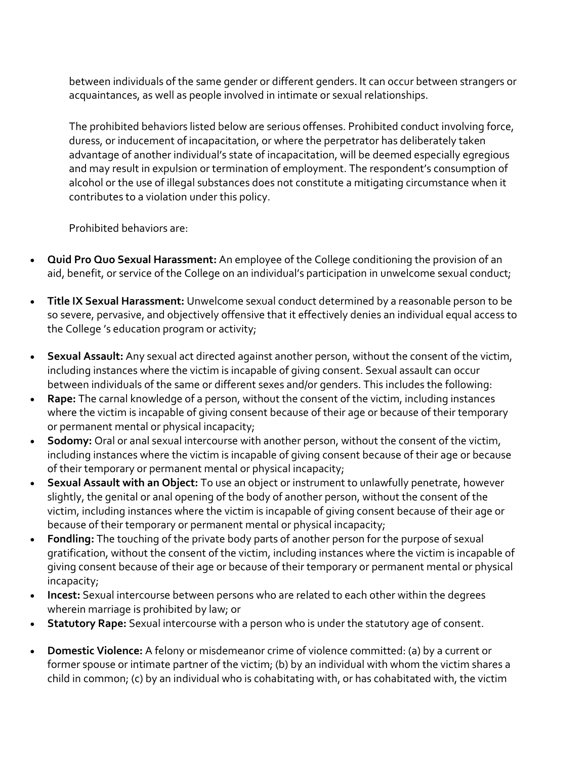between individuals of the same gender or different genders. It can occur between strangers or acquaintances, as well as people involved in intimate or sexual relationships.

The prohibited behaviors listed below are serious offenses. Prohibited conduct involving force, duress, or inducement of incapacitation, or where the perpetrator has deliberately taken advantage of another individual's state of incapacitation, will be deemed especially egregious and may result in expulsion or termination of employment. The respondent's consumption of alcohol or the use of illegal substances does not constitute a mitigating circumstance when it contributes to a violation under this policy.

Prohibited behaviors are:

- **Quid Pro Quo Sexual Harassment:** An employee of the College conditioning the provision of an aid, benefit, or service of the College on an individual's participation in unwelcome sexual conduct;

- **Title IX Sexual Harassment:** Unwelcome sexual conduct determined by a reasonable person to be so severe, pervasive, and objectively offensive that it effectively denies an individual equal access to the College 's education program or activity;

- **Sexual Assault:** Any sexual act directed against another person, without the consent of the victim, including instances where the victim is incapable of giving consent. Sexual assault can occur between individuals of the same or different sexes and/or genders. This includes the following:
- **Rape:** The carnal knowledge of a person, without the consent of the victim, including instances where the victim is incapable of giving consent because of their age or because of their temporary or permanent mental or physical incapacity;
- **Sodomy:** Oral or anal sexual intercourse with another person, without the consent of the victim, including instances where the victim is incapable of giving consent because of their age or because of their temporary or permanent mental or physical incapacity;
- **Sexual Assault with an Object:** To use an object or instrument to unlawfully penetrate, however slightly, the genital or anal opening of the body of another person, without the consent of the victim, including instances where the victim is incapable of giving consent because of their age or because of their temporary or permanent mental or physical incapacity;
- **Fondling:** The touching of the private body parts of another person for the purpose of sexual gratification, without the consent of the victim, including instances where the victim is incapable of giving consent because of their age or because of their temporary or permanent mental or physical incapacity;
- **Incest:** Sexual intercourse between persons who are related to each other within the degrees wherein marriage is prohibited by law; or
- **Statutory Rape:** Sexual intercourse with a person who is under the statutory age of consent.

- **Domestic Violence:** A felony or misdemeanor crime of violence committed: (a) by a current or former spouse or intimate partner of the victim; (b) by an individual with whom the victim shares a child in common; (c) by an individual who is cohabitating with, or has cohabitated with, the victim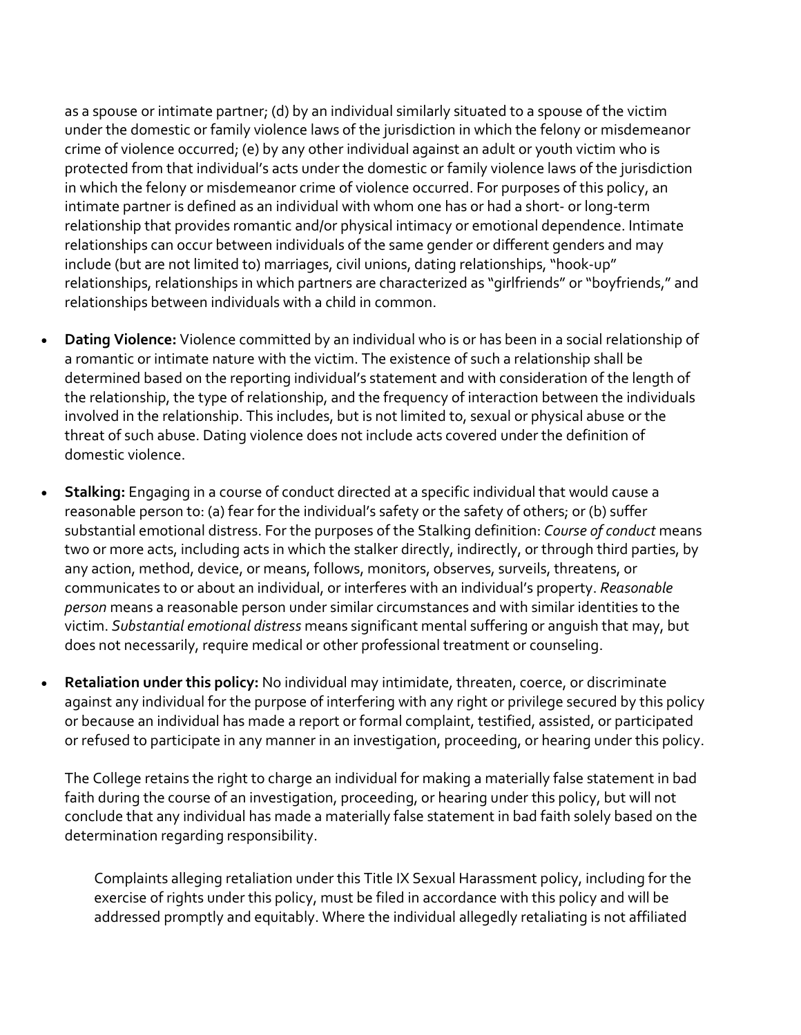as a spouse or intimate partner; (d) by an individual similarly situated to a spouse of the victim under the domestic or family violence laws of the jurisdiction in which the felony or misdemeanor crime of violence occurred; (e) by any other individual against an adult or youth victim who is protected from that individual's acts under the domestic or family violence laws of the jurisdiction in which the felony or misdemeanor crime of violence occurred. For purposes of this policy, an intimate partner is defined as an individual with whom one has or had a short- or long-term relationship that provides romantic and/or physical intimacy or emotional dependence. Intimate relationships can occur between individuals of the same gender or different genders and may include (but are not limited to) marriages, civil unions, dating relationships, "hook-up" relationships, relationships in which partners are characterized as "girlfriends" or "boyfriends," and relationships between individuals with a child in common.

- **Dating Violence:** Violence committed by an individual who is or has been in a social relationship of a romantic or intimate nature with the victim. The existence of such a relationship shall be determined based on the reporting individual's statement and with consideration of the length of the relationship, the type of relationship, and the frequency of interaction between the individuals involved in the relationship. This includes, but is not limited to, sexual or physical abuse or the threat of such abuse. Dating violence does not include acts covered under the definition of domestic violence.

- **Stalking:** Engaging in a course of conduct directed at a specific individual that would cause a reasonable person to: (a) fear for the individual's safety or the safety of others; or (b) suffer substantial emotional distress. For the purposes of the Stalking definition: *Course of conduct* means two or more acts, including acts in which the stalker directly, indirectly, or through third parties, by any action, method, device, or means, follows, monitors, observes, surveils, threatens, or communicates to or about an individual, or interferes with an individual's property. *Reasonable person* means a reasonable person under similar circumstances and with similar identities to the victim. *Substantial emotional distress* means significant mental suffering or anguish that may, but does not necessarily, require medical or other professional treatment or counseling.

- **Retaliation under this policy:** No individual may intimidate, threaten, coerce, or discriminate against any individual for the purpose of interfering with any right or privilege secured by this policy or because an individual has made a report or formal complaint, testified, assisted, or participated or refused to participate in any manner in an investigation, proceeding, or hearing under this policy.

  The College retains the right to charge an individual for making a materially false statement in bad faith during the course of an investigation, proceeding, or hearing under this policy, but will not conclude that any individual has made a materially false statement in bad faith solely based on the determination regarding responsibility.

  Complaints alleging retaliation under this Title IX Sexual Harassment policy, including for the exercise of rights under this policy, must be filed in accordance with this policy and will be addressed promptly and equitably. Where the individual allegedly retaliating is not affiliated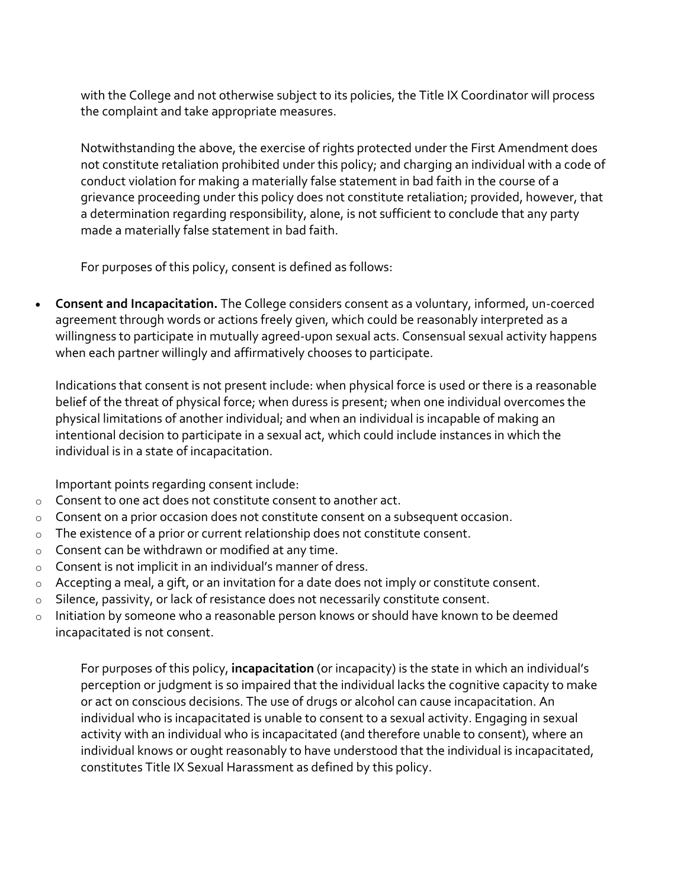with the College and not otherwise subject to its policies, the Title IX Coordinator will process the complaint and take appropriate measures.

Notwithstanding the above, the exercise of rights protected under the First Amendment does not constitute retaliation prohibited under this policy; and charging an individual with a code of conduct violation for making a materially false statement in bad faith in the course of a grievance proceeding under this policy does not constitute retaliation; provided, however, that a determination regarding responsibility, alone, is not sufficient to conclude that any party made a materially false statement in bad faith.

For purposes of this policy, consent is defined as follows:

- **Consent and Incapacitation.** The College considers consent as a voluntary, informed, un-coerced agreement through words or actions freely given, which could be reasonably interpreted as a willingness to participate in mutually agreed-upon sexual acts. Consensual sexual activity happens when each partner willingly and affirmatively chooses to participate.

  Indications that consent is not present include: when physical force is used or there is a reasonable belief of the threat of physical force; when duress is present; when one individual overcomes the physical limitations of another individual; and when an individual is incapable of making an intentional decision to participate in a sexual act, which could include instances in which the individual is in a state of incapacitation.

  Important points regarding consent include:

  - Consent to one act does not constitute consent to another act.
  - Consent on a prior occasion does not constitute consent on a subsequent occasion.
  - The existence of a prior or current relationship does not constitute consent.
  - Consent can be withdrawn or modified at any time.
  - Consent is not implicit in an individual's manner of dress.
  - Accepting a meal, a gift, or an invitation for a date does not imply or constitute consent.
  - Silence, passivity, or lack of resistance does not necessarily constitute consent.
  - Initiation by someone who a reasonable person knows or should have known to be deemed incapacitated is not consent.

  For purposes of this policy, **incapacitation** (or incapacity) is the state in which an individual's perception or judgment is so impaired that the individual lacks the cognitive capacity to make or act on conscious decisions. The use of drugs or alcohol can cause incapacitation. An individual who is incapacitated is unable to consent to a sexual activity. Engaging in sexual activity with an individual who is incapacitated (and therefore unable to consent), where an individual knows or ought reasonably to have understood that the individual is incapacitated, constitutes Title IX Sexual Harassment as defined by this policy.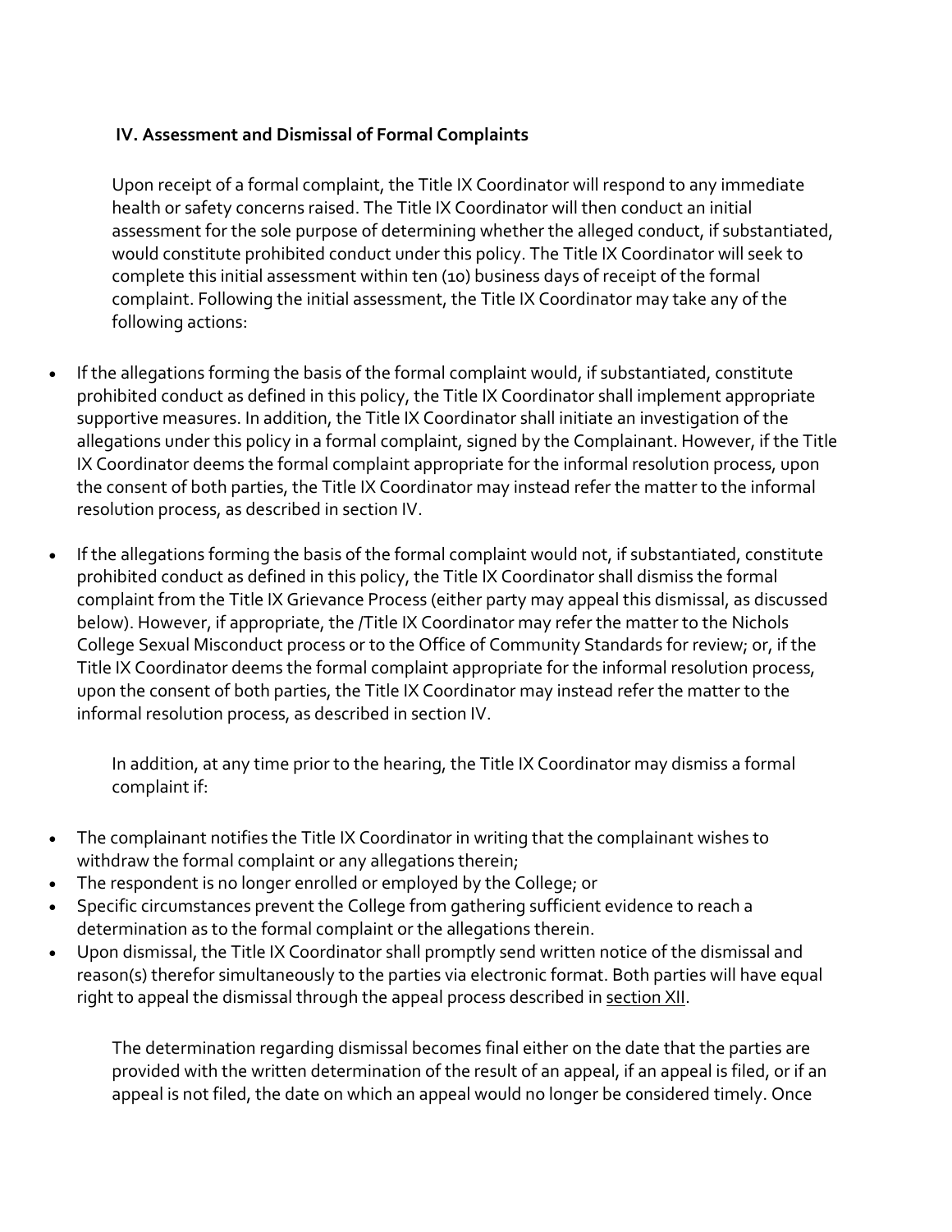### IV. Assessment and Dismissal of Formal Complaints

Upon receipt of a formal complaint, the Title IX Coordinator will respond to any immediate health or safety concerns raised. The Title IX Coordinator will then conduct an initial assessment for the sole purpose of determining whether the alleged conduct, if substantiated, would constitute prohibited conduct under this policy. The Title IX Coordinator will seek to complete this initial assessment within ten (10) business days of receipt of the formal complaint. Following the initial assessment, the Title IX Coordinator may take any of the following actions:

- If the allegations forming the basis of the formal complaint would, if substantiated, constitute prohibited conduct as defined in this policy, the Title IX Coordinator shall implement appropriate supportive measures. In addition, the Title IX Coordinator shall initiate an investigation of the allegations under this policy in a formal complaint, signed by the Complainant. However, if the Title IX Coordinator deems the formal complaint appropriate for the informal resolution process, upon the consent of both parties, the Title IX Coordinator may instead refer the matter to the informal resolution process, as described in section IV.
- If the allegations forming the basis of the formal complaint would not, if substantiated, constitute prohibited conduct as defined in this policy, the Title IX Coordinator shall dismiss the formal complaint from the Title IX Grievance Process (either party may appeal this dismissal, as discussed below). However, if appropriate, the /Title IX Coordinator may refer the matter to the Nichols College Sexual Misconduct process or to the Office of Community Standards for review; or, if the Title IX Coordinator deems the formal complaint appropriate for the informal resolution process, upon the consent of both parties, the Title IX Coordinator may instead refer the matter to the informal resolution process, as described in section IV.

In addition, at any time prior to the hearing, the Title IX Coordinator may dismiss a formal complaint if:

- The complainant notifies the Title IX Coordinator in writing that the complainant wishes to withdraw the formal complaint or any allegations therein;
- The respondent is no longer enrolled or employed by the College; or
- Specific circumstances prevent the College from gathering sufficient evidence to reach a determination as to the formal complaint or the allegations therein.
- Upon dismissal, the Title IX Coordinator shall promptly send written notice of the dismissal and reason(s) therefor simultaneously to the parties via electronic format. Both parties will have equal right to appeal the dismissal through the appeal process described in section XII.

The determination regarding dismissal becomes final either on the date that the parties are provided with the written determination of the result of an appeal, if an appeal is filed, or if an appeal is not filed, the date on which an appeal would no longer be considered timely. Once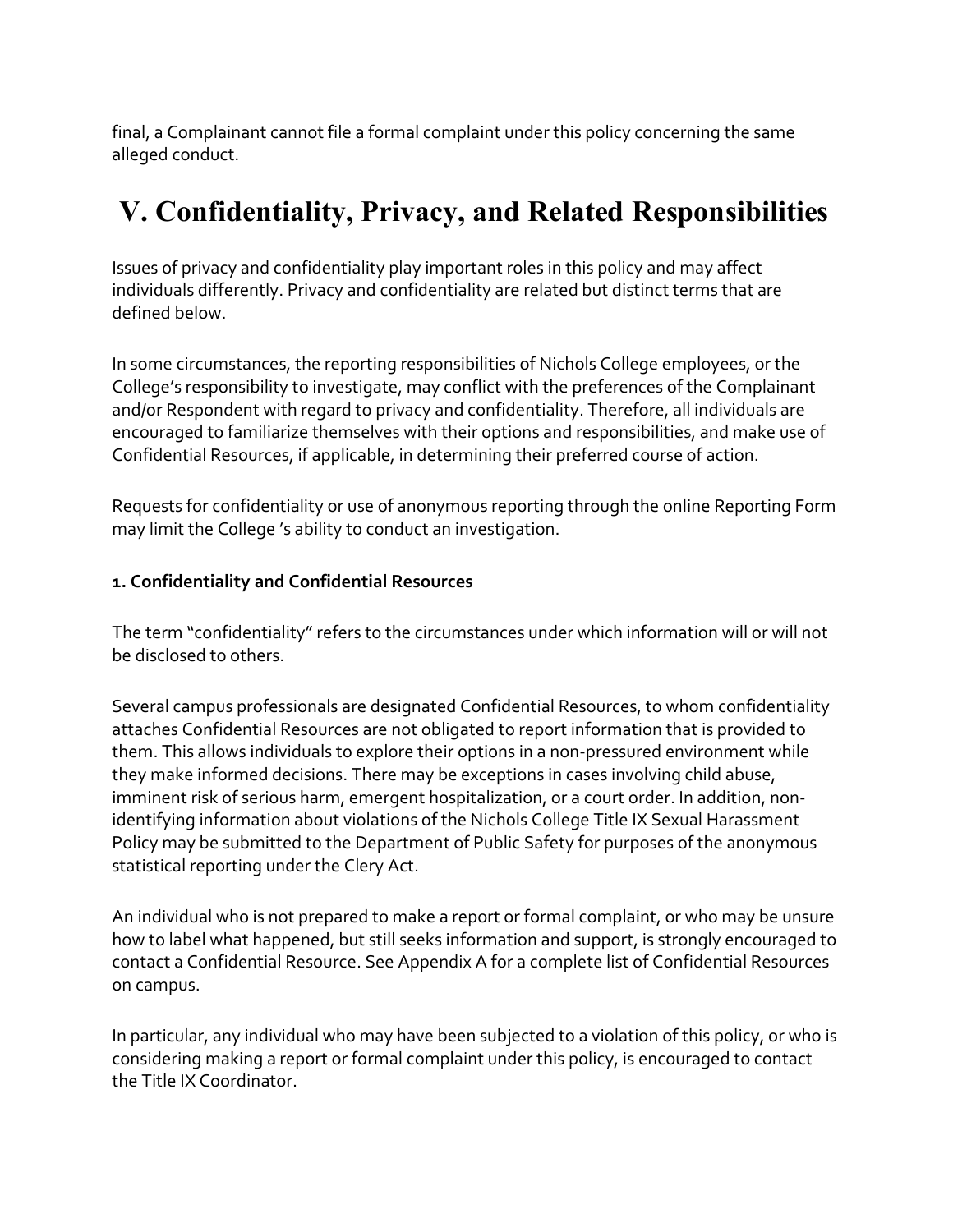final, a Complainant cannot file a formal complaint under this policy concerning the same alleged conduct.

# V. Confidentiality, Privacy, and Related Responsibilities

Issues of privacy and confidentiality play important roles in this policy and may affect individuals differently. Privacy and confidentiality are related but distinct terms that are defined below.

In some circumstances, the reporting responsibilities of Nichols College employees, or the College's responsibility to investigate, may conflict with the preferences of the Complainant and/or Respondent with regard to privacy and confidentiality. Therefore, all individuals are encouraged to familiarize themselves with their options and responsibilities, and make use of Confidential Resources, if applicable, in determining their preferred course of action.

Requests for confidentiality or use of anonymous reporting through the online Reporting Form may limit the College 's ability to conduct an investigation.

**1. Confidentiality and Confidential Resources**

The term "confidentiality" refers to the circumstances under which information will or will not be disclosed to others.

Several campus professionals are designated Confidential Resources, to whom confidentiality attaches Confidential Resources are not obligated to report information that is provided to them. This allows individuals to explore their options in a non-pressured environment while they make informed decisions. There may be exceptions in cases involving child abuse, imminent risk of serious harm, emergent hospitalization, or a court order. In addition, non-identifying information about violations of the Nichols College Title IX Sexual Harassment Policy may be submitted to the Department of Public Safety for purposes of the anonymous statistical reporting under the Clery Act.

An individual who is not prepared to make a report or formal complaint, or who may be unsure how to label what happened, but still seeks information and support, is strongly encouraged to contact a Confidential Resource. See Appendix A for a complete list of Confidential Resources on campus.

In particular, any individual who may have been subjected to a violation of this policy, or who is considering making a report or formal complaint under this policy, is encouraged to contact the Title IX Coordinator.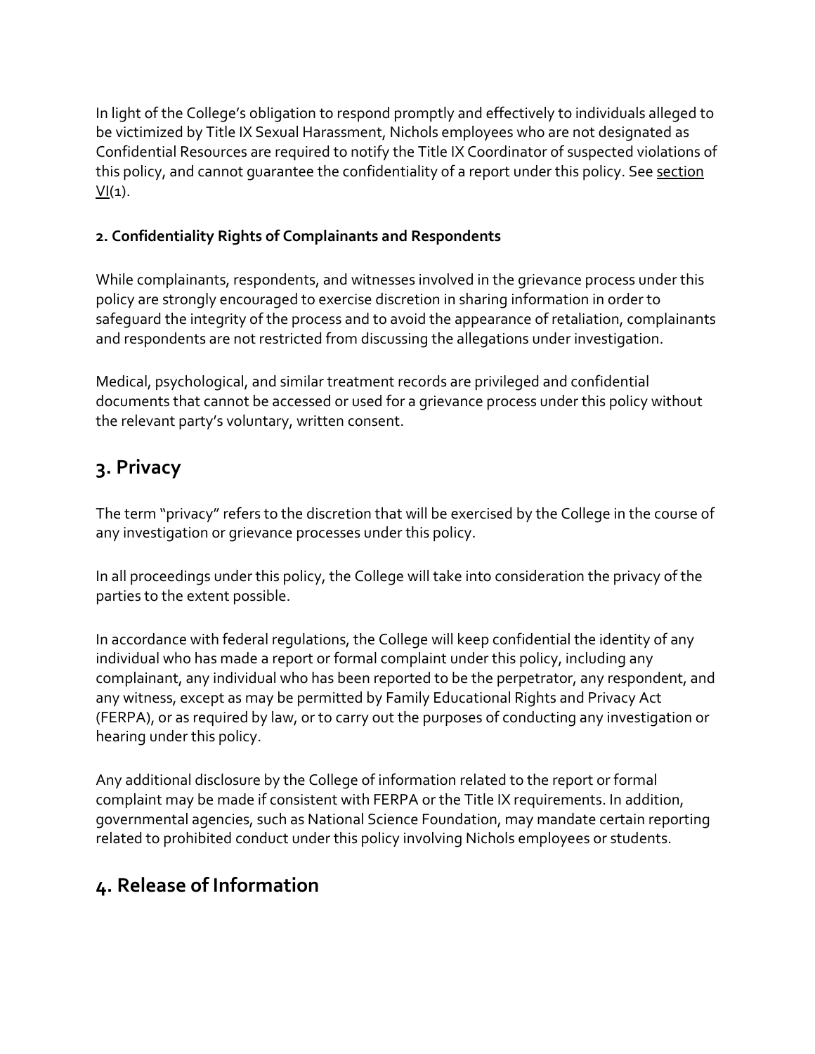In light of the College's obligation to respond promptly and effectively to individuals alleged to be victimized by Title IX Sexual Harassment, Nichols employees who are not designated as Confidential Resources are required to notify the Title IX Coordinator of suspected violations of this policy, and cannot guarantee the confidentiality of a report under this policy. See section VI(1).

#### 2. Confidentiality Rights of Complainants and Respondents

While complainants, respondents, and witnesses involved in the grievance process under this policy are strongly encouraged to exercise discretion in sharing information in order to safeguard the integrity of the process and to avoid the appearance of retaliation, complainants and respondents are not restricted from discussing the allegations under investigation.

Medical, psychological, and similar treatment records are privileged and confidential documents that cannot be accessed or used for a grievance process under this policy without the relevant party's voluntary, written consent.

## 3. Privacy

The term "privacy" refers to the discretion that will be exercised by the College in the course of any investigation or grievance processes under this policy.

In all proceedings under this policy, the College will take into consideration the privacy of the parties to the extent possible.

In accordance with federal regulations, the College will keep confidential the identity of any individual who has made a report or formal complaint under this policy, including any complainant, any individual who has been reported to be the perpetrator, any respondent, and any witness, except as may be permitted by Family Educational Rights and Privacy Act (FERPA), or as required by law, or to carry out the purposes of conducting any investigation or hearing under this policy.

Any additional disclosure by the College of information related to the report or formal complaint may be made if consistent with FERPA or the Title IX requirements. In addition, governmental agencies, such as National Science Foundation, may mandate certain reporting related to prohibited conduct under this policy involving Nichols employees or students.

## 4. Release of Information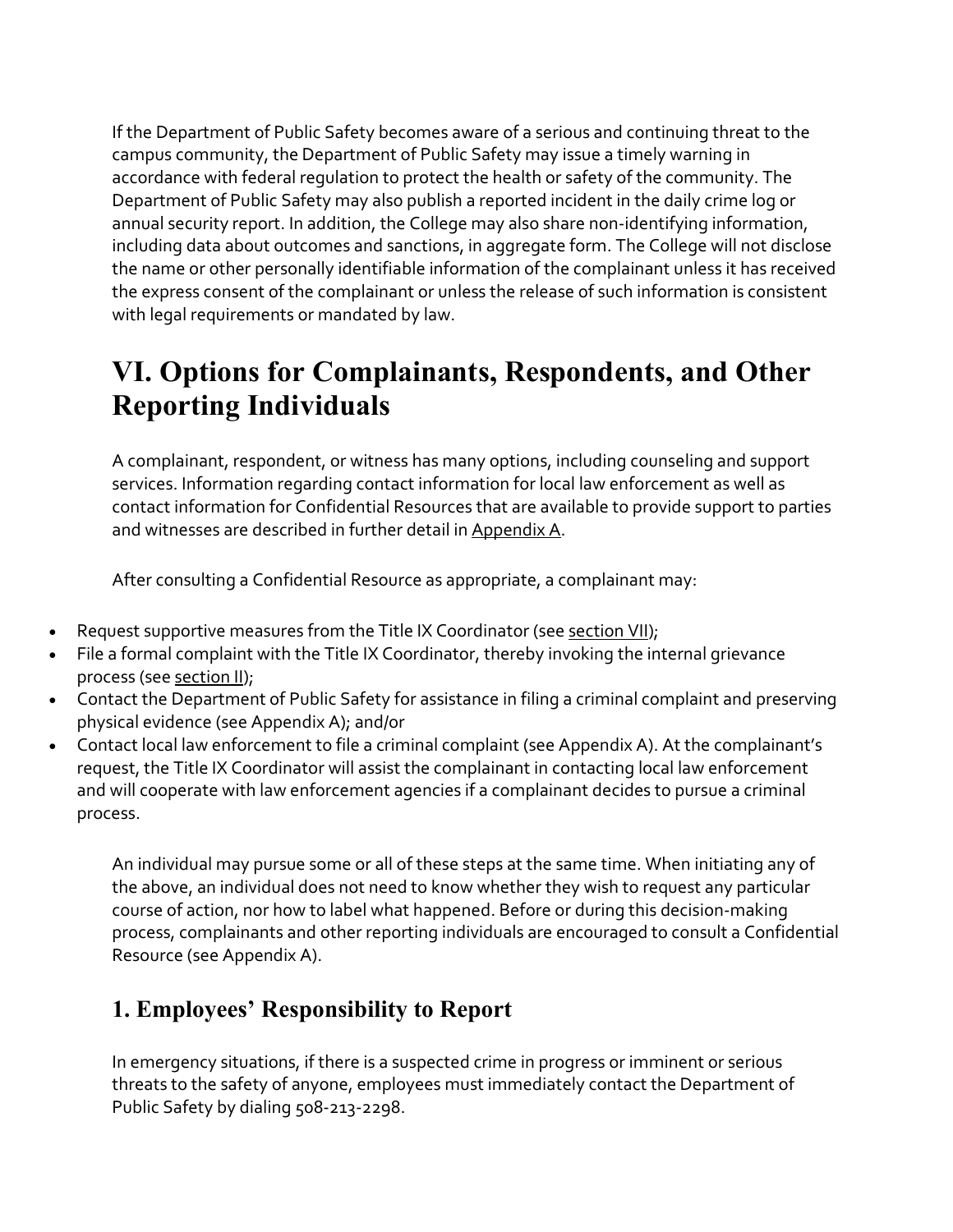If the Department of Public Safety becomes aware of a serious and continuing threat to the campus community, the Department of Public Safety may issue a timely warning in accordance with federal regulation to protect the health or safety of the community. The Department of Public Safety may also publish a reported incident in the daily crime log or annual security report. In addition, the College may also share non-identifying information, including data about outcomes and sanctions, in aggregate form. The College will not disclose the name or other personally identifiable information of the complainant unless it has received the express consent of the complainant or unless the release of such information is consistent with legal requirements or mandated by law.

# VI. Options for Complainants, Respondents, and Other Reporting Individuals

A complainant, respondent, or witness has many options, including counseling and support services. Information regarding contact information for local law enforcement as well as contact information for Confidential Resources that are available to provide support to parties and witnesses are described in further detail in Appendix A.

After consulting a Confidential Resource as appropriate, a complainant may:

- Request supportive measures from the Title IX Coordinator (see section VII);
- File a formal complaint with the Title IX Coordinator, thereby invoking the internal grievance process (see section II);
- Contact the Department of Public Safety for assistance in filing a criminal complaint and preserving physical evidence (see Appendix A); and/or
- Contact local law enforcement to file a criminal complaint (see Appendix A). At the complainant's request, the Title IX Coordinator will assist the complainant in contacting local law enforcement and will cooperate with law enforcement agencies if a complainant decides to pursue a criminal process.

An individual may pursue some or all of these steps at the same time. When initiating any of the above, an individual does not need to know whether they wish to request any particular course of action, nor how to label what happened. Before or during this decision-making process, complainants and other reporting individuals are encouraged to consult a Confidential Resource (see Appendix A).

## 1. Employees' Responsibility to Report

In emergency situations, if there is a suspected crime in progress or imminent or serious threats to the safety of anyone, employees must immediately contact the Department of Public Safety by dialing 508-213-2298.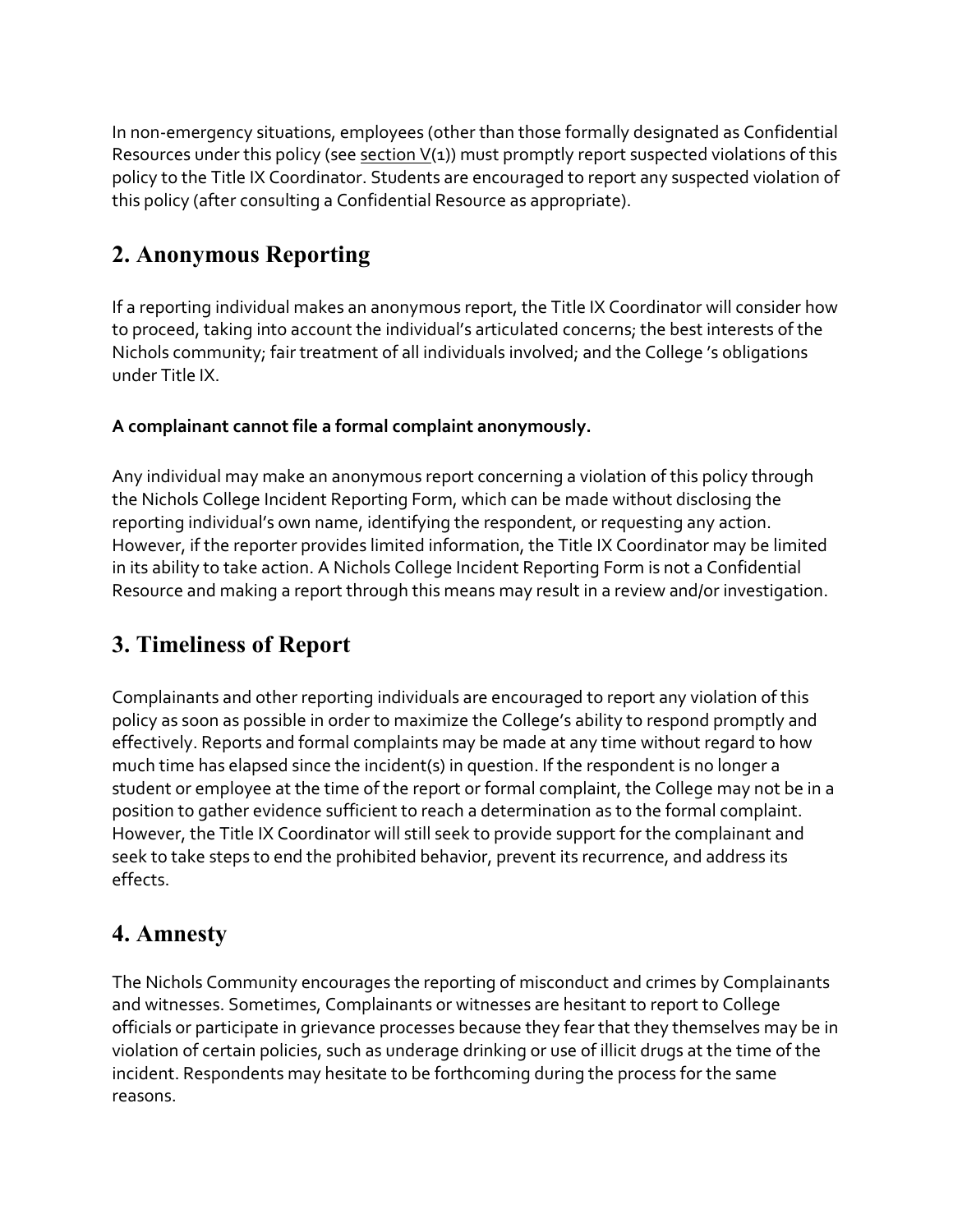In non-emergency situations, employees (other than those formally designated as Confidential Resources under this policy (see section V(1)) must promptly report suspected violations of this policy to the Title IX Coordinator. Students are encouraged to report any suspected violation of this policy (after consulting a Confidential Resource as appropriate).

## 2. Anonymous Reporting

If a reporting individual makes an anonymous report, the Title IX Coordinator will consider how to proceed, taking into account the individual's articulated concerns; the best interests of the Nichols community; fair treatment of all individuals involved; and the College 's obligations under Title IX.

**A complainant cannot file a formal complaint anonymously.**

Any individual may make an anonymous report concerning a violation of this policy through the Nichols College Incident Reporting Form, which can be made without disclosing the reporting individual's own name, identifying the respondent, or requesting any action. However, if the reporter provides limited information, the Title IX Coordinator may be limited in its ability to take action. A Nichols College Incident Reporting Form is not a Confidential Resource and making a report through this means may result in a review and/or investigation.

## 3. Timeliness of Report

Complainants and other reporting individuals are encouraged to report any violation of this policy as soon as possible in order to maximize the College's ability to respond promptly and effectively. Reports and formal complaints may be made at any time without regard to how much time has elapsed since the incident(s) in question. If the respondent is no longer a student or employee at the time of the report or formal complaint, the College may not be in a position to gather evidence sufficient to reach a determination as to the formal complaint. However, the Title IX Coordinator will still seek to provide support for the complainant and seek to take steps to end the prohibited behavior, prevent its recurrence, and address its effects.

## 4. Amnesty

The Nichols Community encourages the reporting of misconduct and crimes by Complainants and witnesses. Sometimes, Complainants or witnesses are hesitant to report to College officials or participate in grievance processes because they fear that they themselves may be in violation of certain policies, such as underage drinking or use of illicit drugs at the time of the incident. Respondents may hesitate to be forthcoming during the process for the same reasons.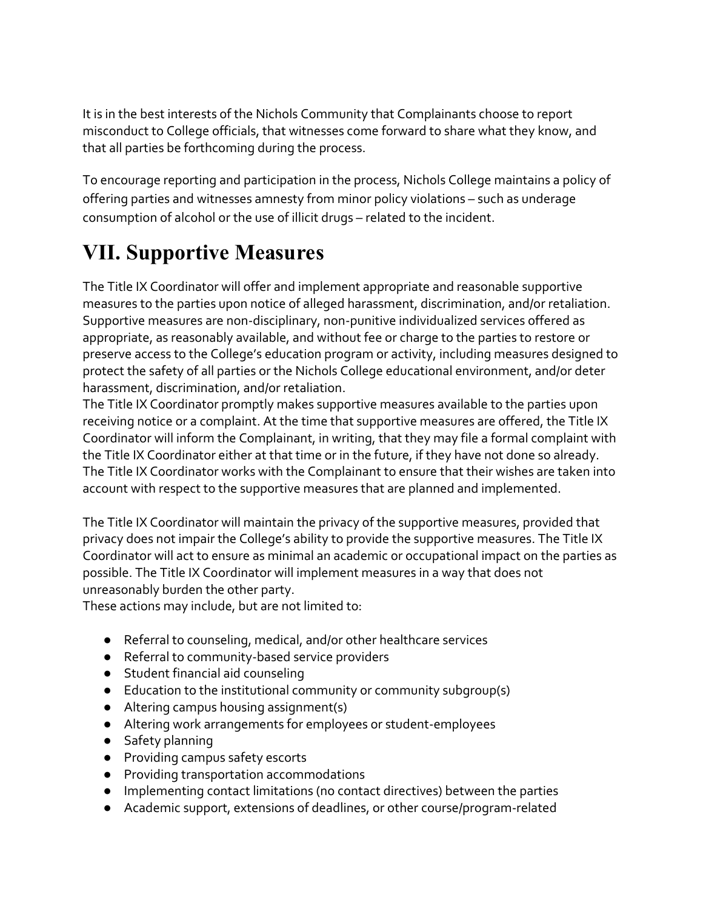It is in the best interests of the Nichols Community that Complainants choose to report misconduct to College officials, that witnesses come forward to share what they know, and that all parties be forthcoming during the process.

To encourage reporting and participation in the process, Nichols College maintains a policy of offering parties and witnesses amnesty from minor policy violations – such as underage consumption of alcohol or the use of illicit drugs – related to the incident.

# VII. Supportive Measures

The Title IX Coordinator will offer and implement appropriate and reasonable supportive measures to the parties upon notice of alleged harassment, discrimination, and/or retaliation. Supportive measures are non-disciplinary, non-punitive individualized services offered as appropriate, as reasonably available, and without fee or charge to the parties to restore or preserve access to the College's education program or activity, including measures designed to protect the safety of all parties or the Nichols College educational environment, and/or deter harassment, discrimination, and/or retaliation.
The Title IX Coordinator promptly makes supportive measures available to the parties upon receiving notice or a complaint. At the time that supportive measures are offered, the Title IX Coordinator will inform the Complainant, in writing, that they may file a formal complaint with the Title IX Coordinator either at that time or in the future, if they have not done so already. The Title IX Coordinator works with the Complainant to ensure that their wishes are taken into account with respect to the supportive measures that are planned and implemented.

The Title IX Coordinator will maintain the privacy of the supportive measures, provided that privacy does not impair the College's ability to provide the supportive measures. The Title IX Coordinator will act to ensure as minimal an academic or occupational impact on the parties as possible. The Title IX Coordinator will implement measures in a way that does not unreasonably burden the other party.
These actions may include, but are not limited to:

- Referral to counseling, medical, and/or other healthcare services
- Referral to community-based service providers
- Student financial aid counseling
- Education to the institutional community or community subgroup(s)
- Altering campus housing assignment(s)
- Altering work arrangements for employees or student-employees
- Safety planning
- Providing campus safety escorts
- Providing transportation accommodations
- Implementing contact limitations (no contact directives) between the parties
- Academic support, extensions of deadlines, or other course/program-related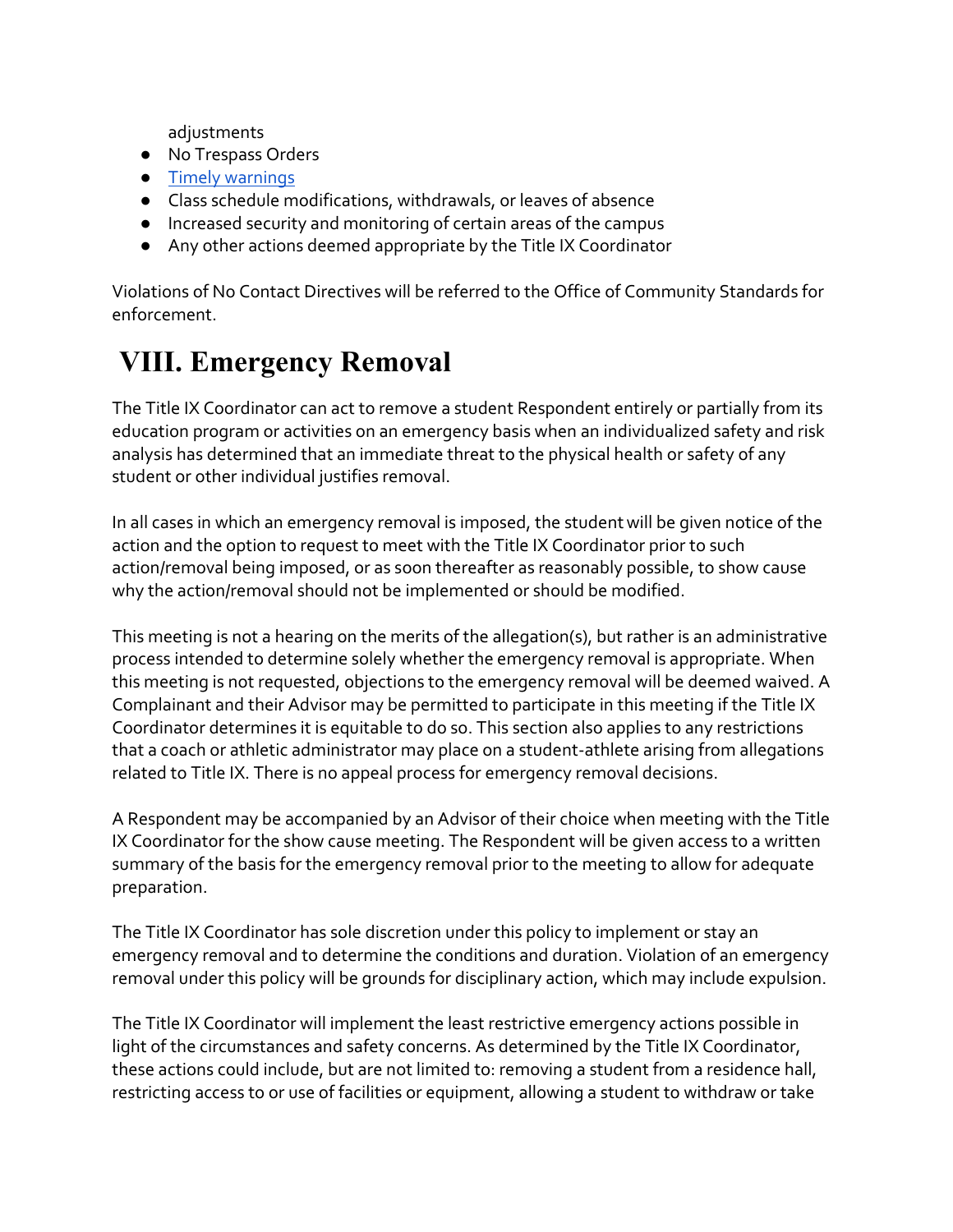adjustments

- No Trespass Orders
- [Timely warnings]
- Class schedule modifications, withdrawals, or leaves of absence
- Increased security and monitoring of certain areas of the campus
- Any other actions deemed appropriate by the Title IX Coordinator

Violations of No Contact Directives will be referred to the Office of Community Standards for enforcement.

## VIII. Emergency Removal

The Title IX Coordinator can act to remove a student Respondent entirely or partially from its education program or activities on an emergency basis when an individualized safety and risk analysis has determined that an immediate threat to the physical health or safety of any student or other individual justifies removal.

In all cases in which an emergency removal is imposed, the student will be given notice of the action and the option to request to meet with the Title IX Coordinator prior to such action/removal being imposed, or as soon thereafter as reasonably possible, to show cause why the action/removal should not be implemented or should be modified.

This meeting is not a hearing on the merits of the allegation(s), but rather is an administrative process intended to determine solely whether the emergency removal is appropriate. When this meeting is not requested, objections to the emergency removal will be deemed waived. A Complainant and their Advisor may be permitted to participate in this meeting if the Title IX Coordinator determines it is equitable to do so. This section also applies to any restrictions that a coach or athletic administrator may place on a student-athlete arising from allegations related to Title IX. There is no appeal process for emergency removal decisions.

A Respondent may be accompanied by an Advisor of their choice when meeting with the Title IX Coordinator for the show cause meeting. The Respondent will be given access to a written summary of the basis for the emergency removal prior to the meeting to allow for adequate preparation.

The Title IX Coordinator has sole discretion under this policy to implement or stay an emergency removal and to determine the conditions and duration. Violation of an emergency removal under this policy will be grounds for disciplinary action, which may include expulsion.

The Title IX Coordinator will implement the least restrictive emergency actions possible in light of the circumstances and safety concerns. As determined by the Title IX Coordinator, these actions could include, but are not limited to: removing a student from a residence hall, restricting access to or use of facilities or equipment, allowing a student to withdraw or take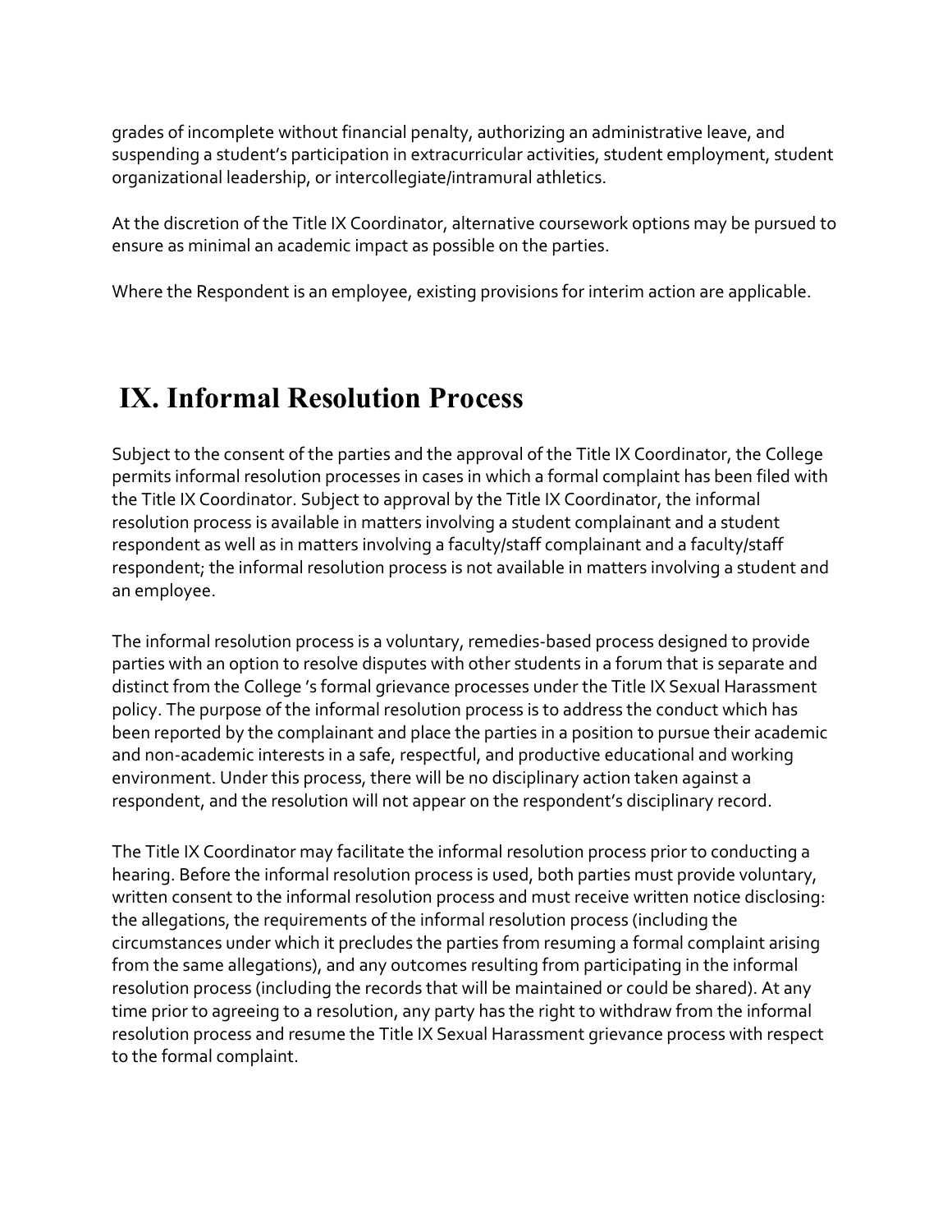grades of incomplete without financial penalty, authorizing an administrative leave, and suspending a student's participation in extracurricular activities, student employment, student organizational leadership, or intercollegiate/intramural athletics.

At the discretion of the Title IX Coordinator, alternative coursework options may be pursued to ensure as minimal an academic impact as possible on the parties.

Where the Respondent is an employee, existing provisions for interim action are applicable.

# IX. Informal Resolution Process

Subject to the consent of the parties and the approval of the Title IX Coordinator, the College permits informal resolution processes in cases in which a formal complaint has been filed with the Title IX Coordinator. Subject to approval by the Title IX Coordinator, the informal resolution process is available in matters involving a student complainant and a student respondent as well as in matters involving a faculty/staff complainant and a faculty/staff respondent; the informal resolution process is not available in matters involving a student and an employee.

The informal resolution process is a voluntary, remedies-based process designed to provide parties with an option to resolve disputes with other students in a forum that is separate and distinct from the College 's formal grievance processes under the Title IX Sexual Harassment policy. The purpose of the informal resolution process is to address the conduct which has been reported by the complainant and place the parties in a position to pursue their academic and non-academic interests in a safe, respectful, and productive educational and working environment. Under this process, there will be no disciplinary action taken against a respondent, and the resolution will not appear on the respondent's disciplinary record.

The Title IX Coordinator may facilitate the informal resolution process prior to conducting a hearing. Before the informal resolution process is used, both parties must provide voluntary, written consent to the informal resolution process and must receive written notice disclosing: the allegations, the requirements of the informal resolution process (including the circumstances under which it precludes the parties from resuming a formal complaint arising from the same allegations), and any outcomes resulting from participating in the informal resolution process (including the records that will be maintained or could be shared). At any time prior to agreeing to a resolution, any party has the right to withdraw from the informal resolution process and resume the Title IX Sexual Harassment grievance process with respect to the formal complaint.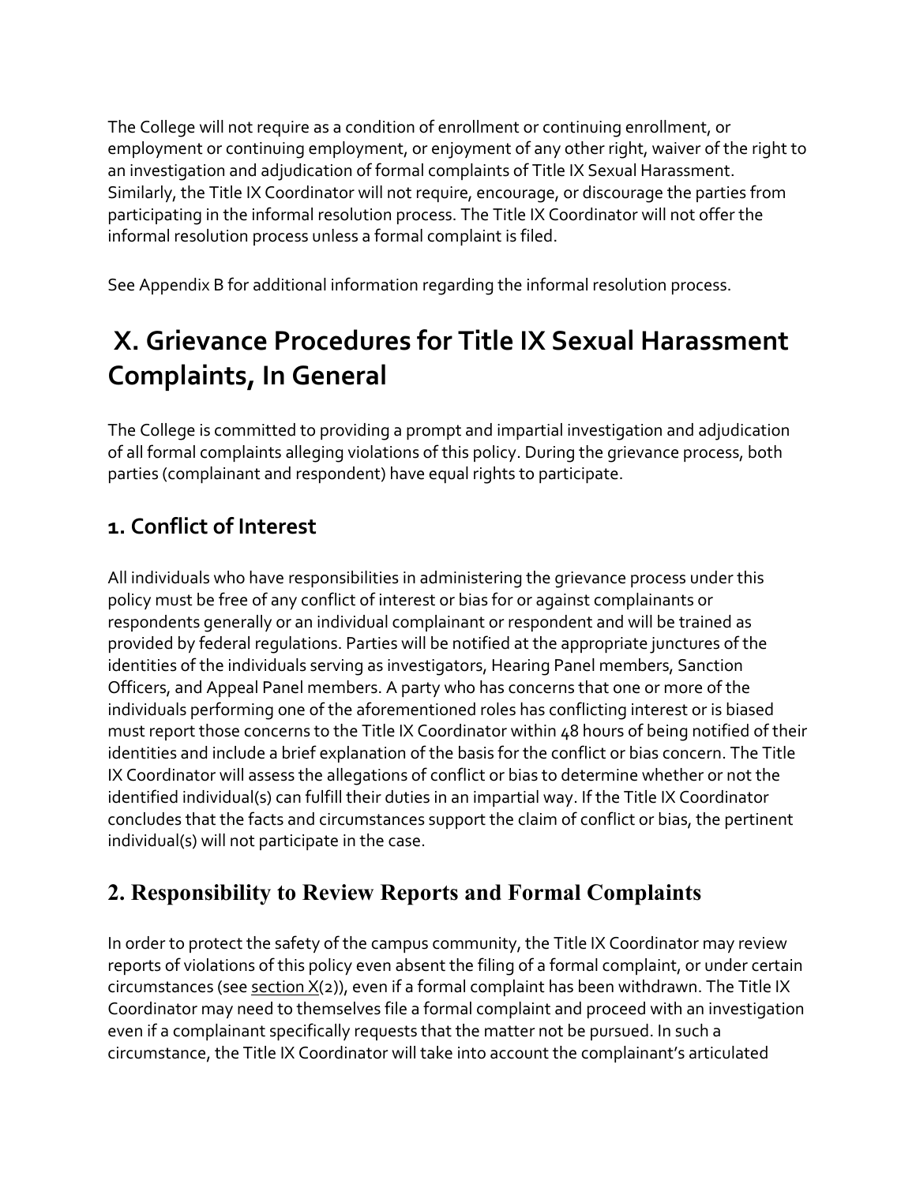The College will not require as a condition of enrollment or continuing enrollment, or employment or continuing employment, or enjoyment of any other right, waiver of the right to an investigation and adjudication of formal complaints of Title IX Sexual Harassment. Similarly, the Title IX Coordinator will not require, encourage, or discourage the parties from participating in the informal resolution process. The Title IX Coordinator will not offer the informal resolution process unless a formal complaint is filed.

See Appendix B for additional information regarding the informal resolution process.

# X. Grievance Procedures for Title IX Sexual Harassment Complaints, In General

The College is committed to providing a prompt and impartial investigation and adjudication of all formal complaints alleging violations of this policy. During the grievance process, both parties (complainant and respondent) have equal rights to participate.

## 1. Conflict of Interest

All individuals who have responsibilities in administering the grievance process under this policy must be free of any conflict of interest or bias for or against complainants or respondents generally or an individual complainant or respondent and will be trained as provided by federal regulations. Parties will be notified at the appropriate junctures of the identities of the individuals serving as investigators, Hearing Panel members, Sanction Officers, and Appeal Panel members. A party who has concerns that one or more of the individuals performing one of the aforementioned roles has conflicting interest or is biased must report those concerns to the Title IX Coordinator within 48 hours of being notified of their identities and include a brief explanation of the basis for the conflict or bias concern. The Title IX Coordinator will assess the allegations of conflict or bias to determine whether or not the identified individual(s) can fulfill their duties in an impartial way. If the Title IX Coordinator concludes that the facts and circumstances support the claim of conflict or bias, the pertinent individual(s) will not participate in the case.

## 2. Responsibility to Review Reports and Formal Complaints

In order to protect the safety of the campus community, the Title IX Coordinator may review reports of violations of this policy even absent the filing of a formal complaint, or under certain circumstances (see section X(2)), even if a formal complaint has been withdrawn. The Title IX Coordinator may need to themselves file a formal complaint and proceed with an investigation even if a complainant specifically requests that the matter not be pursued. In such a circumstance, the Title IX Coordinator will take into account the complainant's articulated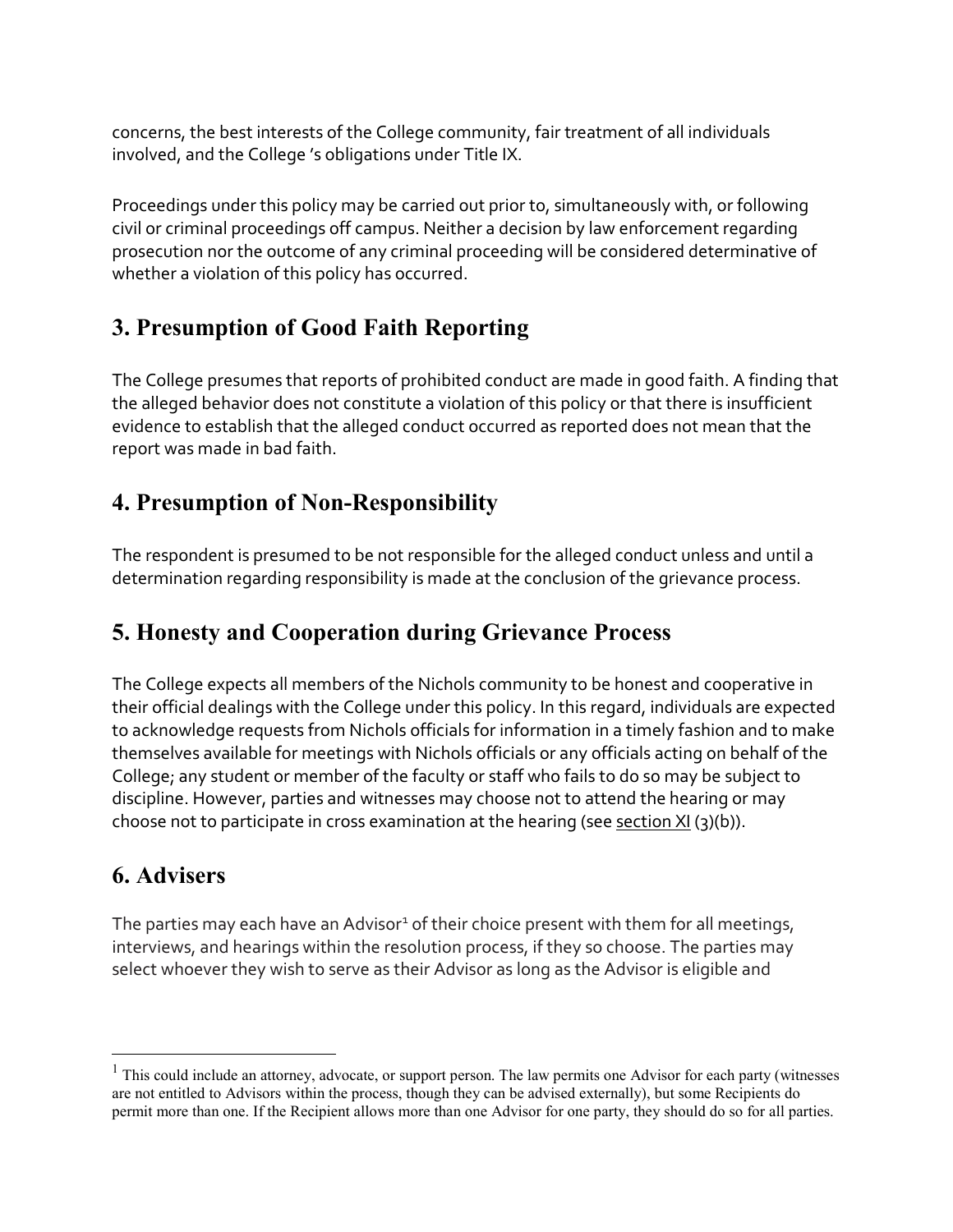concerns, the best interests of the College community, fair treatment of all individuals involved, and the College 's obligations under Title IX.

Proceedings under this policy may be carried out prior to, simultaneously with, or following civil or criminal proceedings off campus. Neither a decision by law enforcement regarding prosecution nor the outcome of any criminal proceeding will be considered determinative of whether a violation of this policy has occurred.

## 3. Presumption of Good Faith Reporting

The College presumes that reports of prohibited conduct are made in good faith. A finding that the alleged behavior does not constitute a violation of this policy or that there is insufficient evidence to establish that the alleged conduct occurred as reported does not mean that the report was made in bad faith.

## 4. Presumption of Non-Responsibility

The respondent is presumed to be not responsible for the alleged conduct unless and until a determination regarding responsibility is made at the conclusion of the grievance process.

## 5. Honesty and Cooperation during Grievance Process

The College expects all members of the Nichols community to be honest and cooperative in their official dealings with the College under this policy. In this regard, individuals are expected to acknowledge requests from Nichols officials for information in a timely fashion and to make themselves available for meetings with Nichols officials or any officials acting on behalf of the College; any student or member of the faculty or staff who fails to do so may be subject to discipline. However, parties and witnesses may choose not to attend the hearing or may choose not to participate in cross examination at the hearing (see section XI (3)(b)).

## 6. Advisers

The parties may each have an Advisor[1] of their choice present with them for all meetings, interviews, and hearings within the resolution process, if they so choose. The parties may select whoever they wish to serve as their Advisor as long as the Advisor is eligible and

[1] This could include an attorney, advocate, or support person. The law permits one Advisor for each party (witnesses are not entitled to Advisors within the process, though they can be advised externally), but some Recipients do permit more than one. If the Recipient allows more than one Advisor for one party, they should do so for all parties.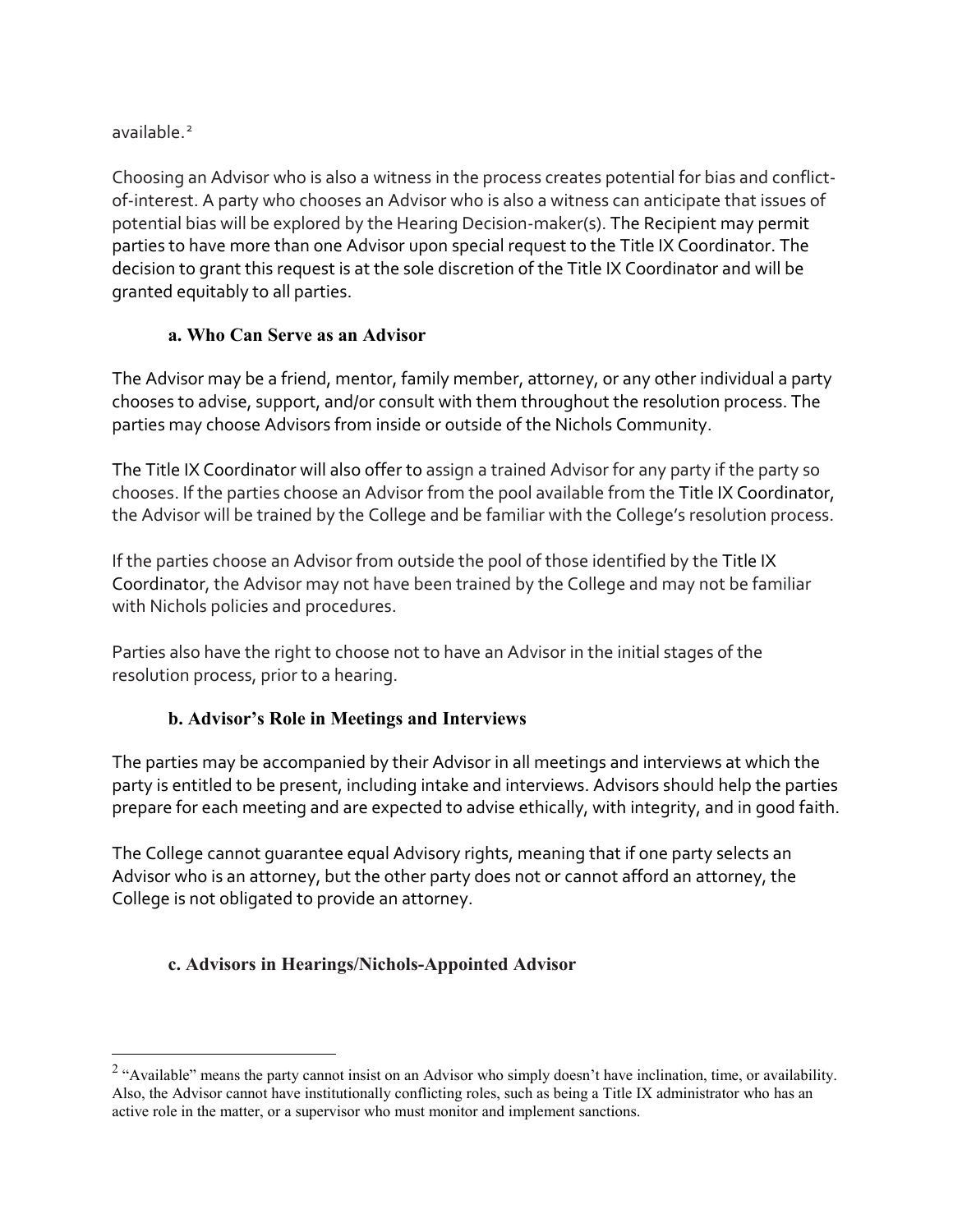available.[2]

Choosing an Advisor who is also a witness in the process creates potential for bias and conflict-of-interest. A party who chooses an Advisor who is also a witness can anticipate that issues of potential bias will be explored by the Hearing Decision-maker(s). The Recipient may permit parties to have more than one Advisor upon special request to the Title IX Coordinator. The decision to grant this request is at the sole discretion of the Title IX Coordinator and will be granted equitably to all parties.

### a. Who Can Serve as an Advisor

The Advisor may be a friend, mentor, family member, attorney, or any other individual a party chooses to advise, support, and/or consult with them throughout the resolution process. The parties may choose Advisors from inside or outside of the Nichols Community.

The Title IX Coordinator will also offer to assign a trained Advisor for any party if the party so chooses. If the parties choose an Advisor from the pool available from the Title IX Coordinator, the Advisor will be trained by the College and be familiar with the College's resolution process.

If the parties choose an Advisor from outside the pool of those identified by the Title IX Coordinator, the Advisor may not have been trained by the College and may not be familiar with Nichols policies and procedures.

Parties also have the right to choose not to have an Advisor in the initial stages of the resolution process, prior to a hearing.

### b. Advisor's Role in Meetings and Interviews

The parties may be accompanied by their Advisor in all meetings and interviews at which the party is entitled to be present, including intake and interviews. Advisors should help the parties prepare for each meeting and are expected to advise ethically, with integrity, and in good faith.

The College cannot guarantee equal Advisory rights, meaning that if one party selects an Advisor who is an attorney, but the other party does not or cannot afford an attorney, the College is not obligated to provide an attorney.

### c. Advisors in Hearings/Nichols-Appointed Advisor

---

[2] "Available" means the party cannot insist on an Advisor who simply doesn't have inclination, time, or availability. Also, the Advisor cannot have institutionally conflicting roles, such as being a Title IX administrator who has an active role in the matter, or a supervisor who must monitor and implement sanctions.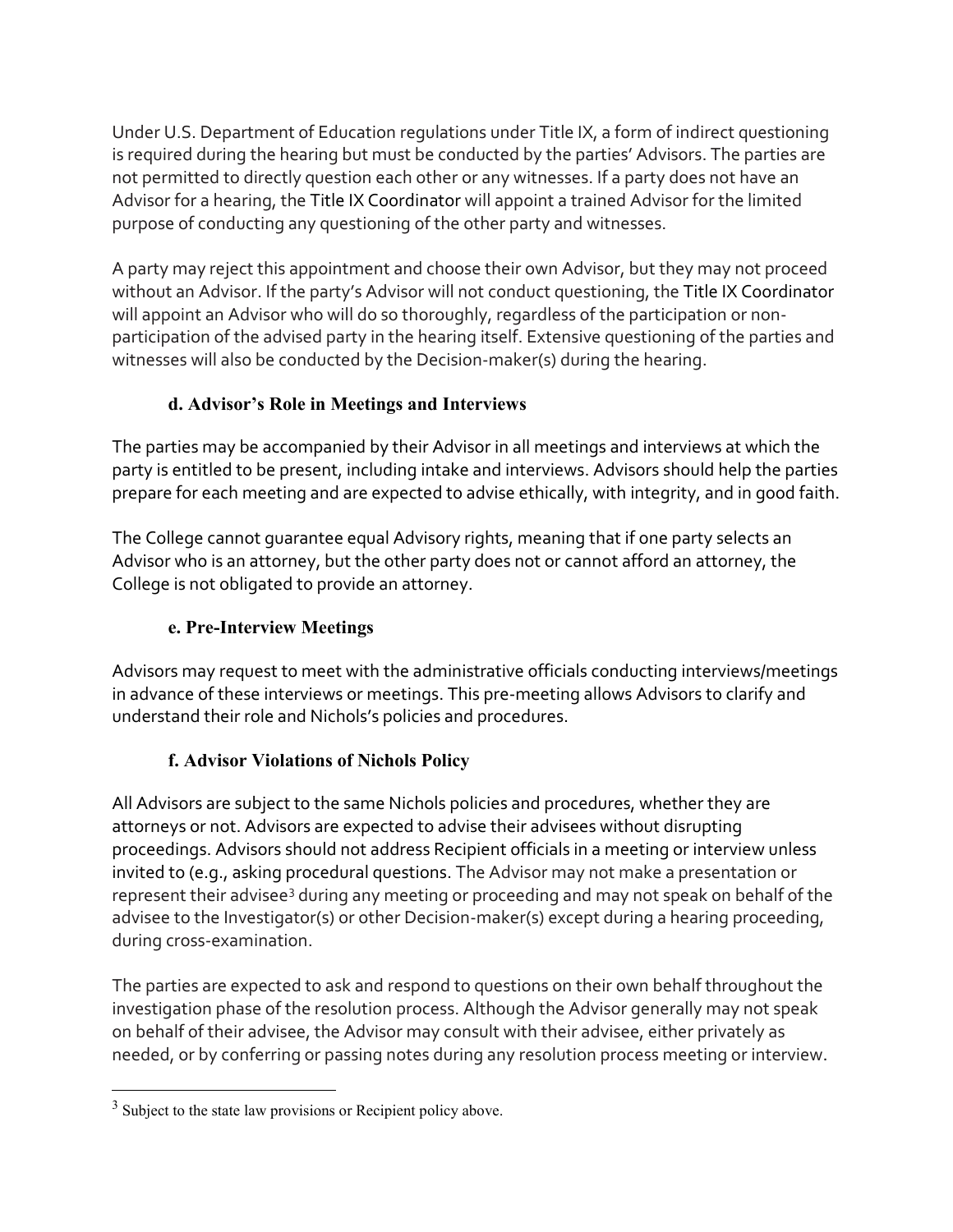Under U.S. Department of Education regulations under Title IX, a form of indirect questioning is required during the hearing but must be conducted by the parties' Advisors. The parties are not permitted to directly question each other or any witnesses. If a party does not have an Advisor for a hearing, the Title IX Coordinator will appoint a trained Advisor for the limited purpose of conducting any questioning of the other party and witnesses.

A party may reject this appointment and choose their own Advisor, but they may not proceed without an Advisor. If the party's Advisor will not conduct questioning, the Title IX Coordinator will appoint an Advisor who will do so thoroughly, regardless of the participation or non-participation of the advised party in the hearing itself. Extensive questioning of the parties and witnesses will also be conducted by the Decision-maker(s) during the hearing.

### d. Advisor's Role in Meetings and Interviews

The parties may be accompanied by their Advisor in all meetings and interviews at which the party is entitled to be present, including intake and interviews. Advisors should help the parties prepare for each meeting and are expected to advise ethically, with integrity, and in good faith.

The College cannot guarantee equal Advisory rights, meaning that if one party selects an Advisor who is an attorney, but the other party does not or cannot afford an attorney, the College is not obligated to provide an attorney.

### e. Pre-Interview Meetings

Advisors may request to meet with the administrative officials conducting interviews/meetings in advance of these interviews or meetings. This pre-meeting allows Advisors to clarify and understand their role and Nichols's policies and procedures.

### f. Advisor Violations of Nichols Policy

All Advisors are subject to the same Nichols policies and procedures, whether they are attorneys or not. Advisors are expected to advise their advisees without disrupting proceedings. Advisors should not address Recipient officials in a meeting or interview unless invited to (e.g., asking procedural questions. The Advisor may not make a presentation or represent their advisee[3] during any meeting or proceeding and may not speak on behalf of the advisee to the Investigator(s) or other Decision-maker(s) except during a hearing proceeding, during cross-examination.

The parties are expected to ask and respond to questions on their own behalf throughout the investigation phase of the resolution process. Although the Advisor generally may not speak on behalf of their advisee, the Advisor may consult with their advisee, either privately as needed, or by conferring or passing notes during any resolution process meeting or interview.

[3] Subject to the state law provisions or Recipient policy above.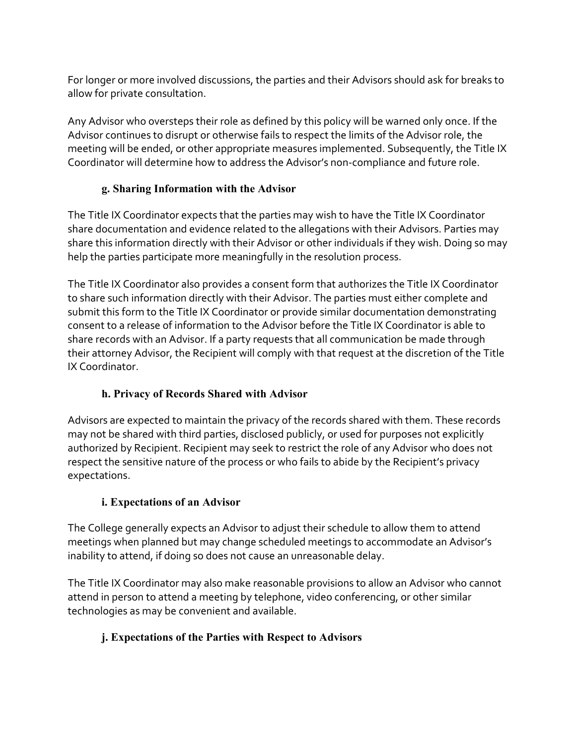For longer or more involved discussions, the parties and their Advisors should ask for breaks to allow for private consultation.

Any Advisor who oversteps their role as defined by this policy will be warned only once. If the Advisor continues to disrupt or otherwise fails to respect the limits of the Advisor role, the meeting will be ended, or other appropriate measures implemented. Subsequently, the Title IX Coordinator will determine how to address the Advisor's non-compliance and future role.

### g. Sharing Information with the Advisor

The Title IX Coordinator expects that the parties may wish to have the Title IX Coordinator share documentation and evidence related to the allegations with their Advisors. Parties may share this information directly with their Advisor or other individuals if they wish. Doing so may help the parties participate more meaningfully in the resolution process.

The Title IX Coordinator also provides a consent form that authorizes the Title IX Coordinator to share such information directly with their Advisor. The parties must either complete and submit this form to the Title IX Coordinator or provide similar documentation demonstrating consent to a release of information to the Advisor before the Title IX Coordinator is able to share records with an Advisor. If a party requests that all communication be made through their attorney Advisor, the Recipient will comply with that request at the discretion of the Title IX Coordinator.

### h. Privacy of Records Shared with Advisor

Advisors are expected to maintain the privacy of the records shared with them. These records may not be shared with third parties, disclosed publicly, or used for purposes not explicitly authorized by Recipient. Recipient may seek to restrict the role of any Advisor who does not respect the sensitive nature of the process or who fails to abide by the Recipient's privacy expectations.

### i. Expectations of an Advisor

The College generally expects an Advisor to adjust their schedule to allow them to attend meetings when planned but may change scheduled meetings to accommodate an Advisor's inability to attend, if doing so does not cause an unreasonable delay.

The Title IX Coordinator may also make reasonable provisions to allow an Advisor who cannot attend in person to attend a meeting by telephone, video conferencing, or other similar technologies as may be convenient and available.

### j. Expectations of the Parties with Respect to Advisors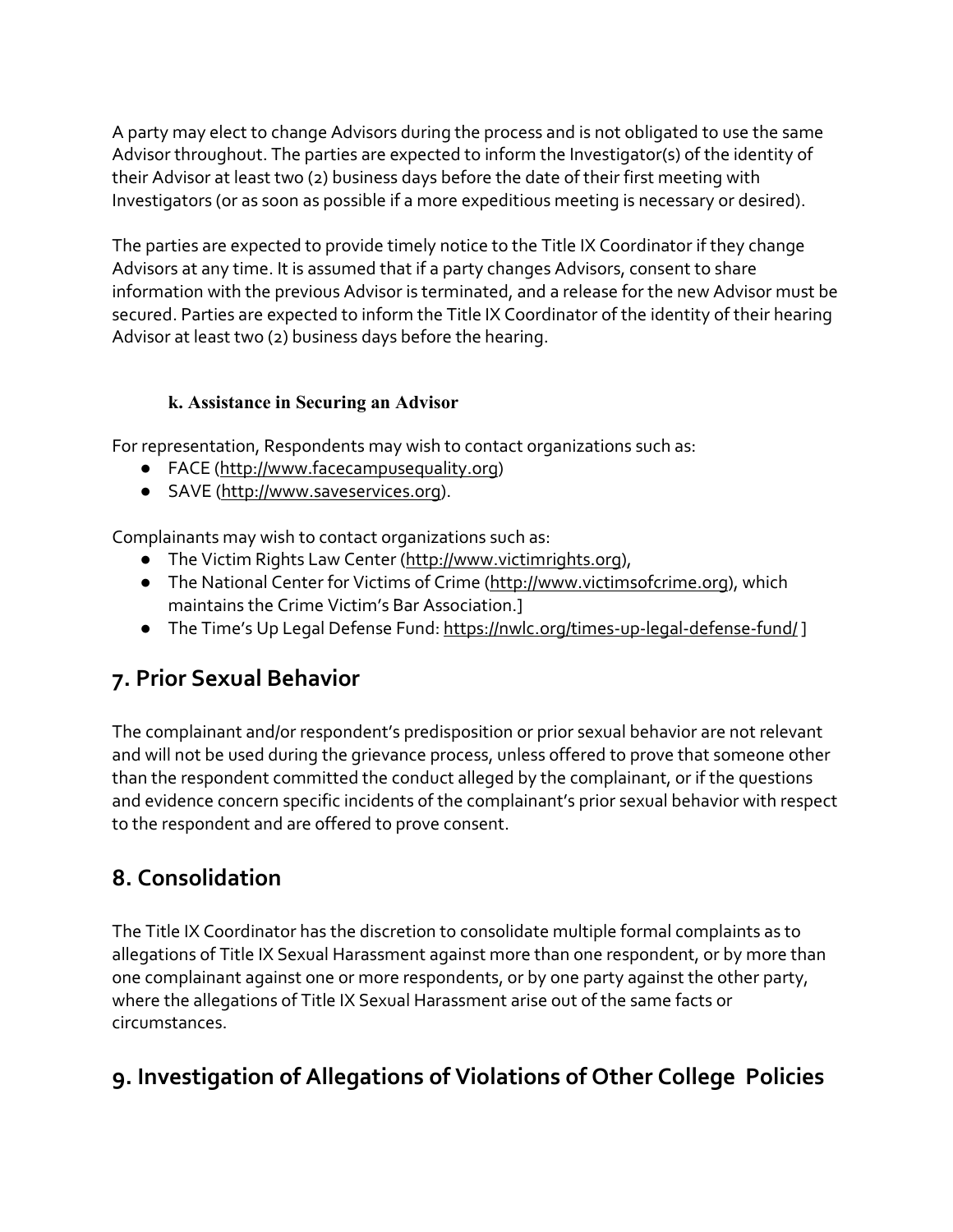A party may elect to change Advisors during the process and is not obligated to use the same Advisor throughout. The parties are expected to inform the Investigator(s) of the identity of their Advisor at least two (2) business days before the date of their first meeting with Investigators (or as soon as possible if a more expeditious meeting is necessary or desired).

The parties are expected to provide timely notice to the Title IX Coordinator if they change Advisors at any time. It is assumed that if a party changes Advisors, consent to share information with the previous Advisor is terminated, and a release for the new Advisor must be secured. Parties are expected to inform the Title IX Coordinator of the identity of their hearing Advisor at least two (2) business days before the hearing.

### k. Assistance in Securing an Advisor

For representation, Respondents may wish to contact organizations such as:

- FACE (http://www.facecampusequality.org)
- SAVE (http://www.saveservices.org).

Complainants may wish to contact organizations such as:

- The Victim Rights Law Center (http://www.victimrights.org),
- The National Center for Victims of Crime (http://www.victimsofcrime.org), which maintains the Crime Victim's Bar Association.]
- The Time's Up Legal Defense Fund: https://nwlc.org/times-up-legal-defense-fund/ ]

## 7. Prior Sexual Behavior

The complainant and/or respondent's predisposition or prior sexual behavior are not relevant and will not be used during the grievance process, unless offered to prove that someone other than the respondent committed the conduct alleged by the complainant, or if the questions and evidence concern specific incidents of the complainant's prior sexual behavior with respect to the respondent and are offered to prove consent.

## 8. Consolidation

The Title IX Coordinator has the discretion to consolidate multiple formal complaints as to allegations of Title IX Sexual Harassment against more than one respondent, or by more than one complainant against one or more respondents, or by one party against the other party, where the allegations of Title IX Sexual Harassment arise out of the same facts or circumstances.

## 9. Investigation of Allegations of Violations of Other College Policies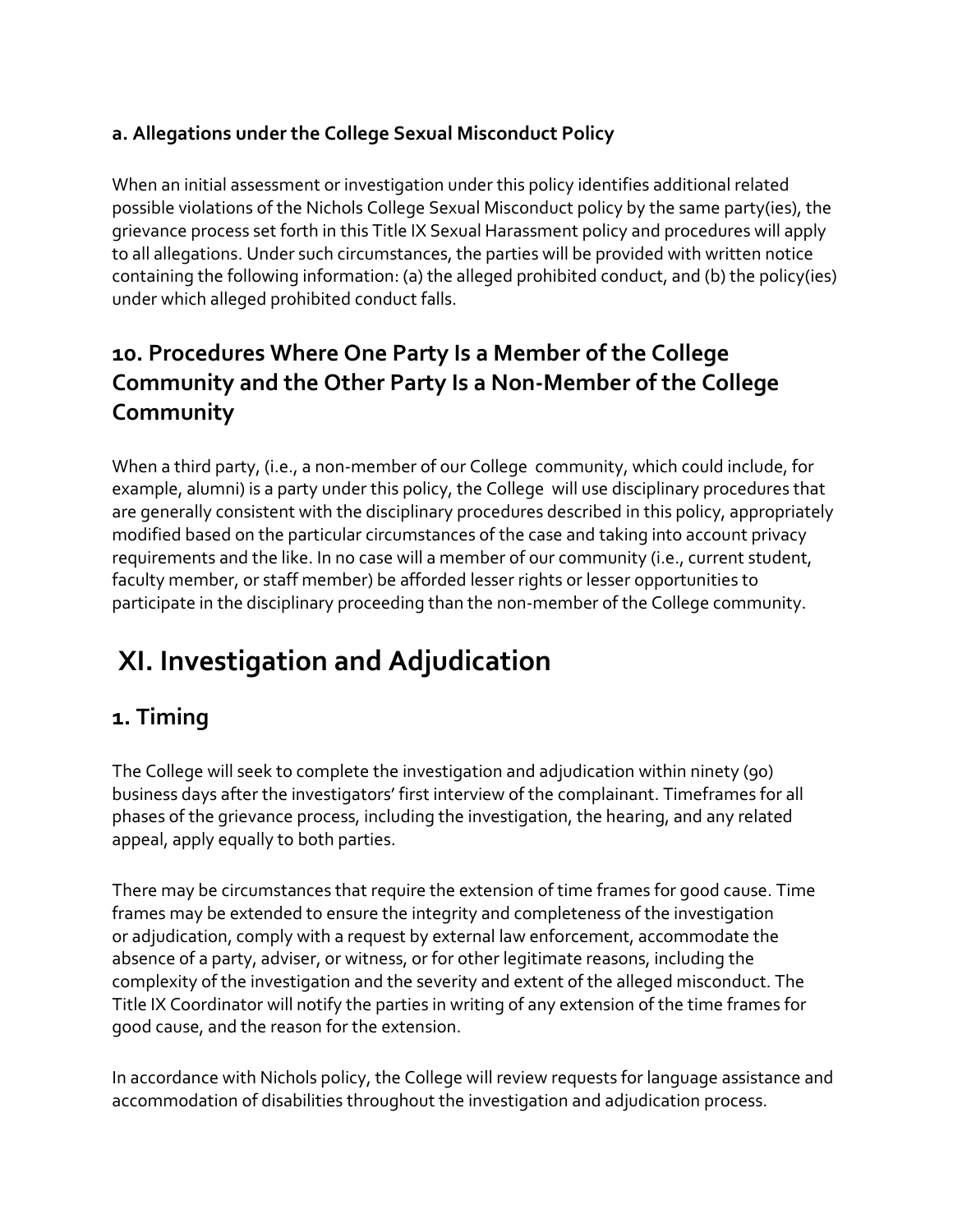#### a. Allegations under the College Sexual Misconduct Policy

When an initial assessment or investigation under this policy identifies additional related possible violations of the Nichols College Sexual Misconduct policy by the same party(ies), the grievance process set forth in this Title IX Sexual Harassment policy and procedures will apply to all allegations. Under such circumstances, the parties will be provided with written notice containing the following information: (a) the alleged prohibited conduct, and (b) the policy(ies) under which alleged prohibited conduct falls.

### 10. Procedures Where One Party Is a Member of the College Community and the Other Party Is a Non-Member of the College Community

When a third party, (i.e., a non-member of our College community, which could include, for example, alumni) is a party under this policy, the College will use disciplinary procedures that are generally consistent with the disciplinary procedures described in this policy, appropriately modified based on the particular circumstances of the case and taking into account privacy requirements and the like. In no case will a member of our community (i.e., current student, faculty member, or staff member) be afforded lesser rights or lesser opportunities to participate in the disciplinary proceeding than the non-member of the College community.

## XI. Investigation and Adjudication

### 1. Timing

The College will seek to complete the investigation and adjudication within ninety (90) business days after the investigators' first interview of the complainant. Timeframes for all phases of the grievance process, including the investigation, the hearing, and any related appeal, apply equally to both parties.

There may be circumstances that require the extension of time frames for good cause. Time frames may be extended to ensure the integrity and completeness of the investigation or adjudication, comply with a request by external law enforcement, accommodate the absence of a party, adviser, or witness, or for other legitimate reasons, including the complexity of the investigation and the severity and extent of the alleged misconduct. The Title IX Coordinator will notify the parties in writing of any extension of the time frames for good cause, and the reason for the extension.

In accordance with Nichols policy, the College will review requests for language assistance and accommodation of disabilities throughout the investigation and adjudication process.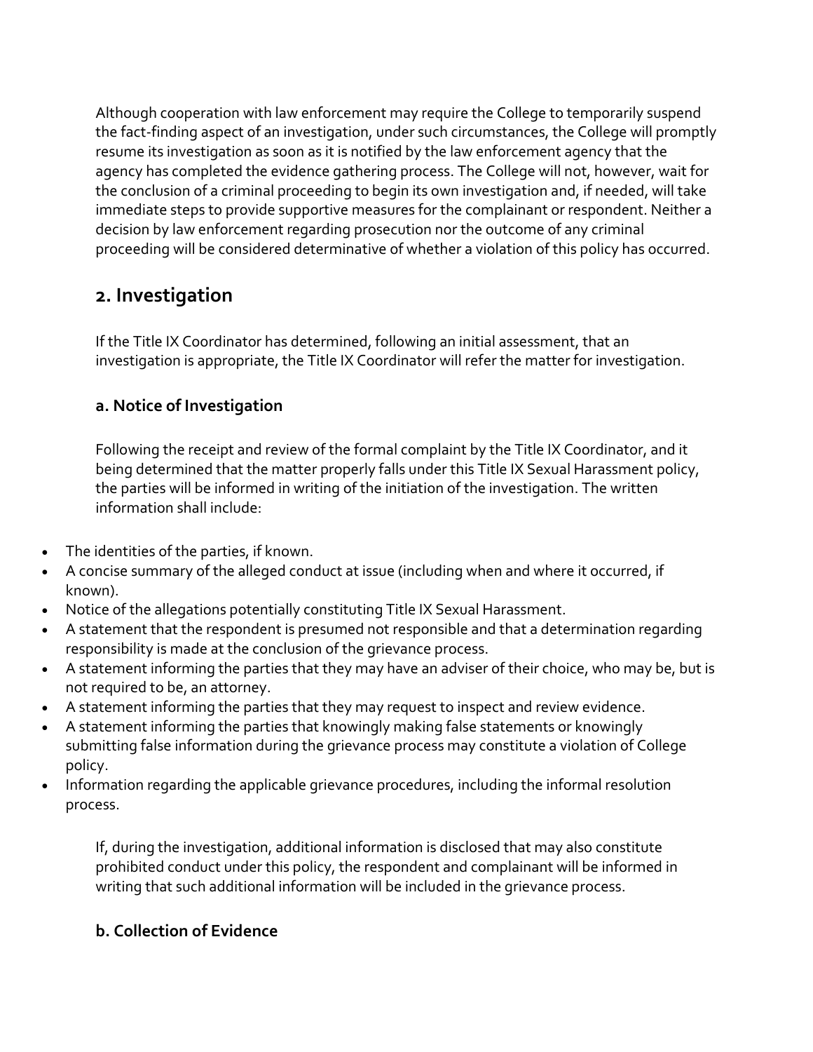Although cooperation with law enforcement may require the College to temporarily suspend the fact-finding aspect of an investigation, under such circumstances, the College will promptly resume its investigation as soon as it is notified by the law enforcement agency that the agency has completed the evidence gathering process. The College will not, however, wait for the conclusion of a criminal proceeding to begin its own investigation and, if needed, will take immediate steps to provide supportive measures for the complainant or respondent. Neither a decision by law enforcement regarding prosecution nor the outcome of any criminal proceeding will be considered determinative of whether a violation of this policy has occurred.

## 2. Investigation

If the Title IX Coordinator has determined, following an initial assessment, that an investigation is appropriate, the Title IX Coordinator will refer the matter for investigation.

### a. Notice of Investigation

Following the receipt and review of the formal complaint by the Title IX Coordinator, and it being determined that the matter properly falls under this Title IX Sexual Harassment policy, the parties will be informed in writing of the initiation of the investigation. The written information shall include:

- The identities of the parties, if known.
- A concise summary of the alleged conduct at issue (including when and where it occurred, if known).
- Notice of the allegations potentially constituting Title IX Sexual Harassment.
- A statement that the respondent is presumed not responsible and that a determination regarding responsibility is made at the conclusion of the grievance process.
- A statement informing the parties that they may have an adviser of their choice, who may be, but is not required to be, an attorney.
- A statement informing the parties that they may request to inspect and review evidence.
- A statement informing the parties that knowingly making false statements or knowingly submitting false information during the grievance process may constitute a violation of College policy.
- Information regarding the applicable grievance procedures, including the informal resolution process.

If, during the investigation, additional information is disclosed that may also constitute prohibited conduct under this policy, the respondent and complainant will be informed in writing that such additional information will be included in the grievance process.

### b. Collection of Evidence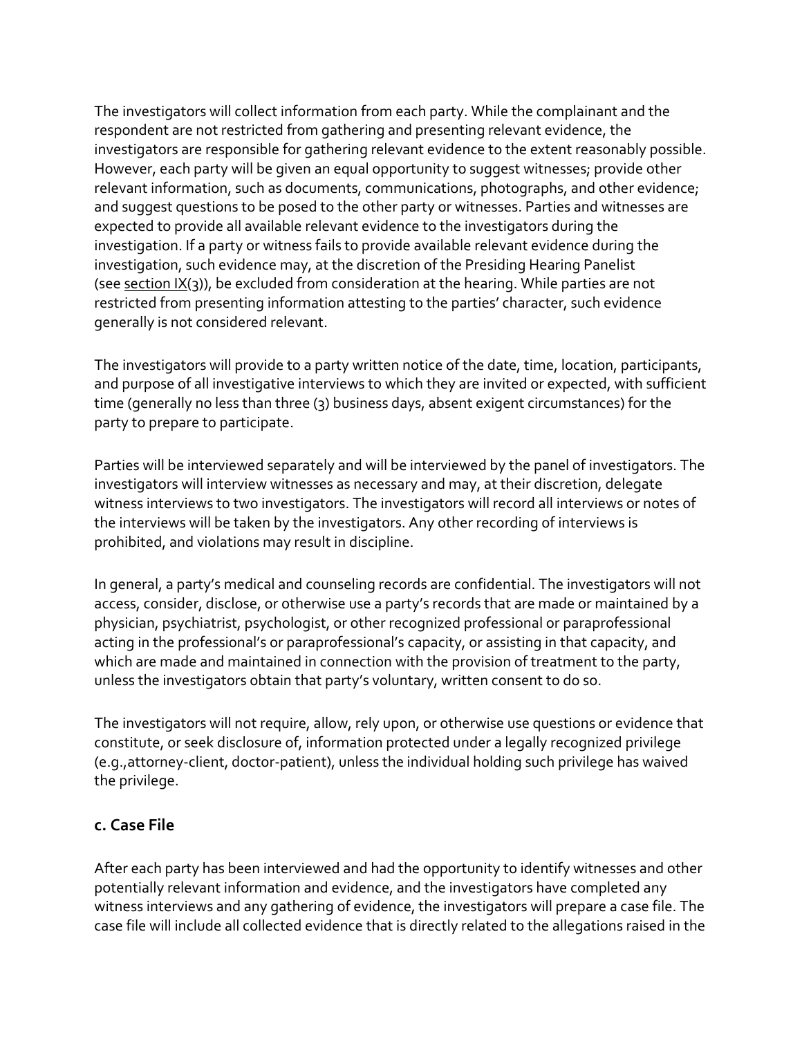The investigators will collect information from each party. While the complainant and the respondent are not restricted from gathering and presenting relevant evidence, the investigators are responsible for gathering relevant evidence to the extent reasonably possible. However, each party will be given an equal opportunity to suggest witnesses; provide other relevant information, such as documents, communications, photographs, and other evidence; and suggest questions to be posed to the other party or witnesses. Parties and witnesses are expected to provide all available relevant evidence to the investigators during the investigation. If a party or witness fails to provide available relevant evidence during the investigation, such evidence may, at the discretion of the Presiding Hearing Panelist (see section IX(3)), be excluded from consideration at the hearing. While parties are not restricted from presenting information attesting to the parties' character, such evidence generally is not considered relevant.

The investigators will provide to a party written notice of the date, time, location, participants, and purpose of all investigative interviews to which they are invited or expected, with sufficient time (generally no less than three (3) business days, absent exigent circumstances) for the party to prepare to participate.

Parties will be interviewed separately and will be interviewed by the panel of investigators. The investigators will interview witnesses as necessary and may, at their discretion, delegate witness interviews to two investigators. The investigators will record all interviews or notes of the interviews will be taken by the investigators. Any other recording of interviews is prohibited, and violations may result in discipline.

In general, a party's medical and counseling records are confidential. The investigators will not access, consider, disclose, or otherwise use a party's records that are made or maintained by a physician, psychiatrist, psychologist, or other recognized professional or paraprofessional acting in the professional's or paraprofessional's capacity, or assisting in that capacity, and which are made and maintained in connection with the provision of treatment to the party, unless the investigators obtain that party's voluntary, written consent to do so.

The investigators will not require, allow, rely upon, or otherwise use questions or evidence that constitute, or seek disclosure of, information protected under a legally recognized privilege (e.g.,attorney-client, doctor-patient), unless the individual holding such privilege has waived the privilege.

### c. Case File

After each party has been interviewed and had the opportunity to identify witnesses and other potentially relevant information and evidence, and the investigators have completed any witness interviews and any gathering of evidence, the investigators will prepare a case file. The case file will include all collected evidence that is directly related to the allegations raised in the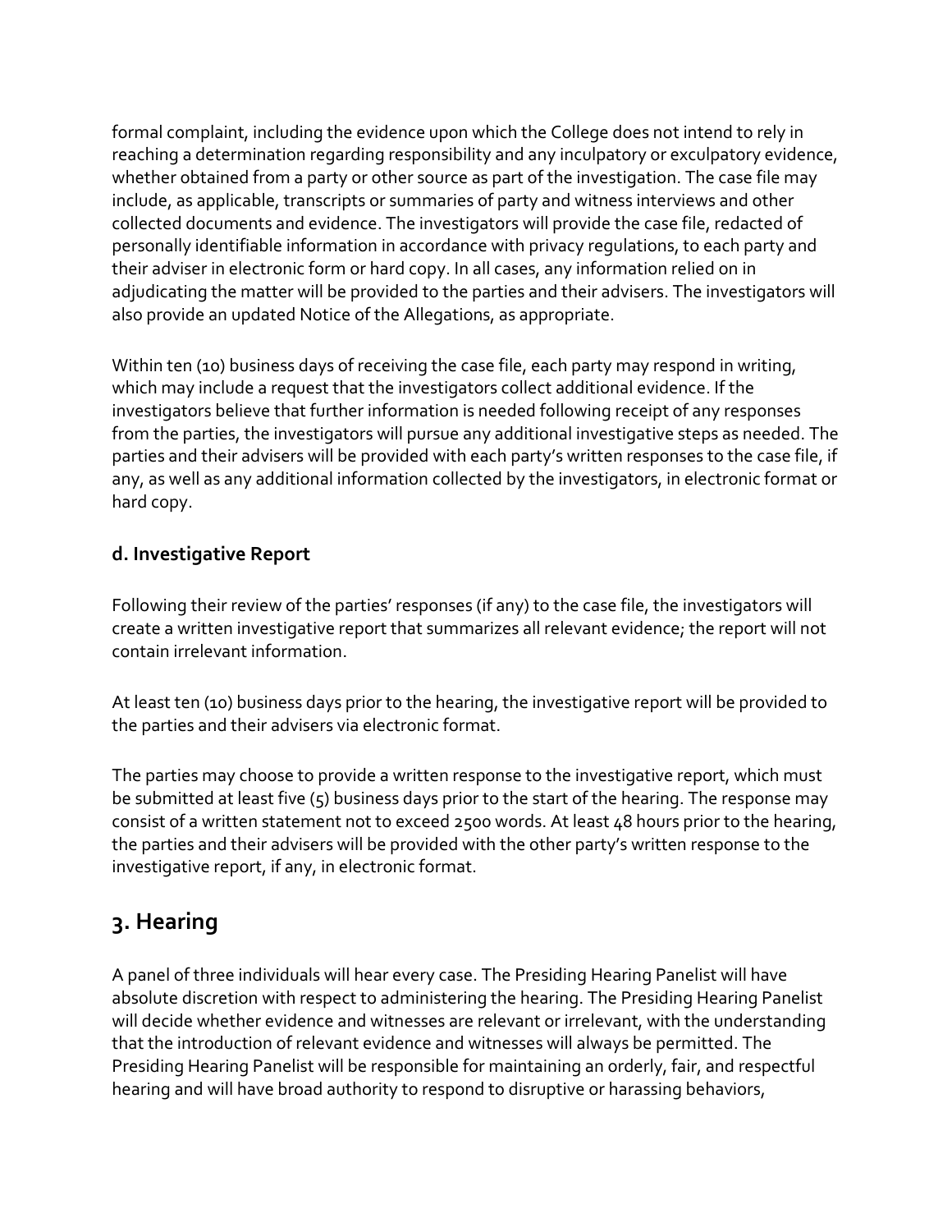formal complaint, including the evidence upon which the College does not intend to rely in reaching a determination regarding responsibility and any inculpatory or exculpatory evidence, whether obtained from a party or other source as part of the investigation. The case file may include, as applicable, transcripts or summaries of party and witness interviews and other collected documents and evidence. The investigators will provide the case file, redacted of personally identifiable information in accordance with privacy regulations, to each party and their adviser in electronic form or hard copy. In all cases, any information relied on in adjudicating the matter will be provided to the parties and their advisers. The investigators will also provide an updated Notice of the Allegations, as appropriate.

Within ten (10) business days of receiving the case file, each party may respond in writing, which may include a request that the investigators collect additional evidence. If the investigators believe that further information is needed following receipt of any responses from the parties, the investigators will pursue any additional investigative steps as needed. The parties and their advisers will be provided with each party's written responses to the case file, if any, as well as any additional information collected by the investigators, in electronic format or hard copy.

### d. Investigative Report

Following their review of the parties' responses (if any) to the case file, the investigators will create a written investigative report that summarizes all relevant evidence; the report will not contain irrelevant information.

At least ten (10) business days prior to the hearing, the investigative report will be provided to the parties and their advisers via electronic format.

The parties may choose to provide a written response to the investigative report, which must be submitted at least five (5) business days prior to the start of the hearing. The response may consist of a written statement not to exceed 2500 words. At least 48 hours prior to the hearing, the parties and their advisers will be provided with the other party's written response to the investigative report, if any, in electronic format.

## 3. Hearing

A panel of three individuals will hear every case. The Presiding Hearing Panelist will have absolute discretion with respect to administering the hearing. The Presiding Hearing Panelist will decide whether evidence and witnesses are relevant or irrelevant, with the understanding that the introduction of relevant evidence and witnesses will always be permitted. The Presiding Hearing Panelist will be responsible for maintaining an orderly, fair, and respectful hearing and will have broad authority to respond to disruptive or harassing behaviors,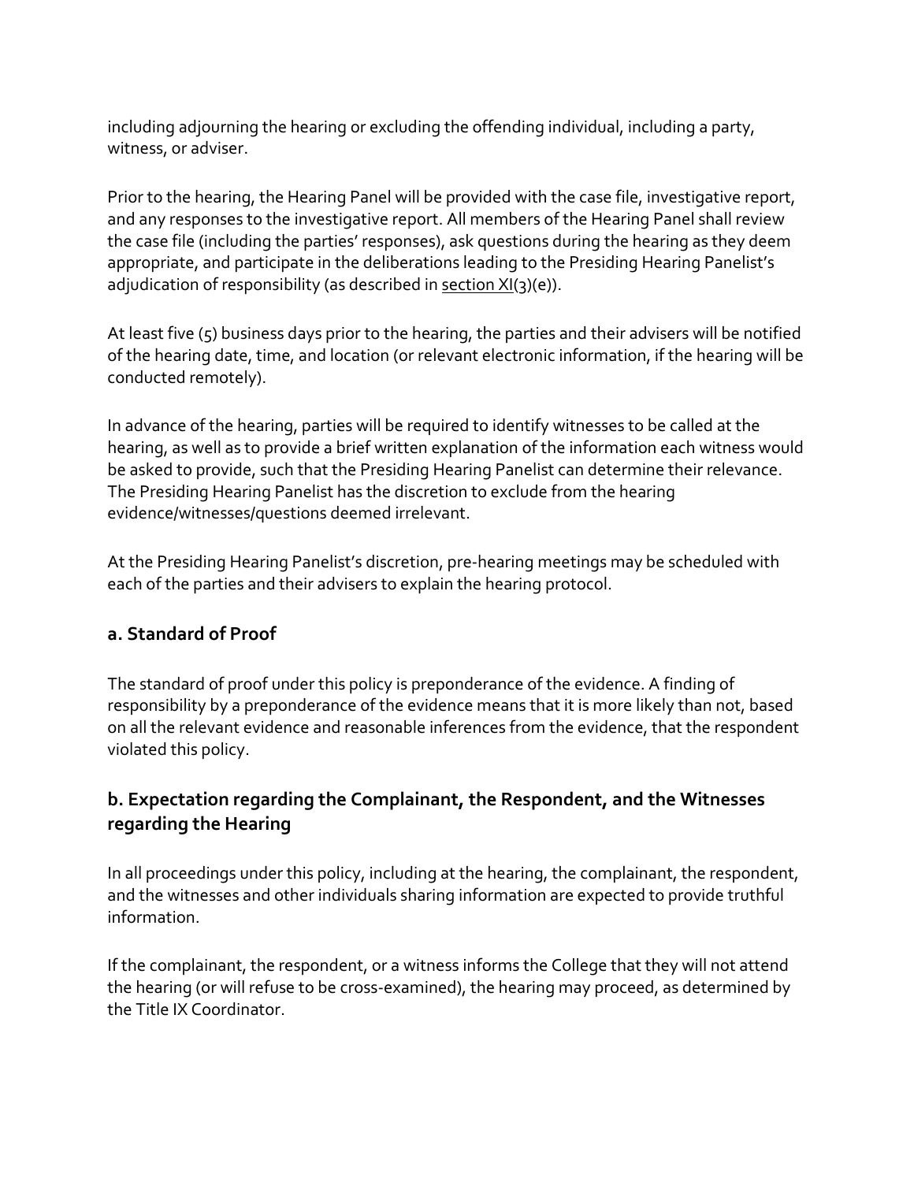including adjourning the hearing or excluding the offending individual, including a party, witness, or adviser.

Prior to the hearing, the Hearing Panel will be provided with the case file, investigative report, and any responses to the investigative report. All members of the Hearing Panel shall review the case file (including the parties' responses), ask questions during the hearing as they deem appropriate, and participate in the deliberations leading to the Presiding Hearing Panelist's adjudication of responsibility (as described in section XI(3)(e)).

At least five (5) business days prior to the hearing, the parties and their advisers will be notified of the hearing date, time, and location (or relevant electronic information, if the hearing will be conducted remotely).

In advance of the hearing, parties will be required to identify witnesses to be called at the hearing, as well as to provide a brief written explanation of the information each witness would be asked to provide, such that the Presiding Hearing Panelist can determine their relevance. The Presiding Hearing Panelist has the discretion to exclude from the hearing evidence/witnesses/questions deemed irrelevant.

At the Presiding Hearing Panelist's discretion, pre-hearing meetings may be scheduled with each of the parties and their advisers to explain the hearing protocol.

### a. Standard of Proof

The standard of proof under this policy is preponderance of the evidence. A finding of responsibility by a preponderance of the evidence means that it is more likely than not, based on all the relevant evidence and reasonable inferences from the evidence, that the respondent violated this policy.

### b. Expectation regarding the Complainant, the Respondent, and the Witnesses regarding the Hearing

In all proceedings under this policy, including at the hearing, the complainant, the respondent, and the witnesses and other individuals sharing information are expected to provide truthful information.

If the complainant, the respondent, or a witness informs the College that they will not attend the hearing (or will refuse to be cross-examined), the hearing may proceed, as determined by the Title IX Coordinator.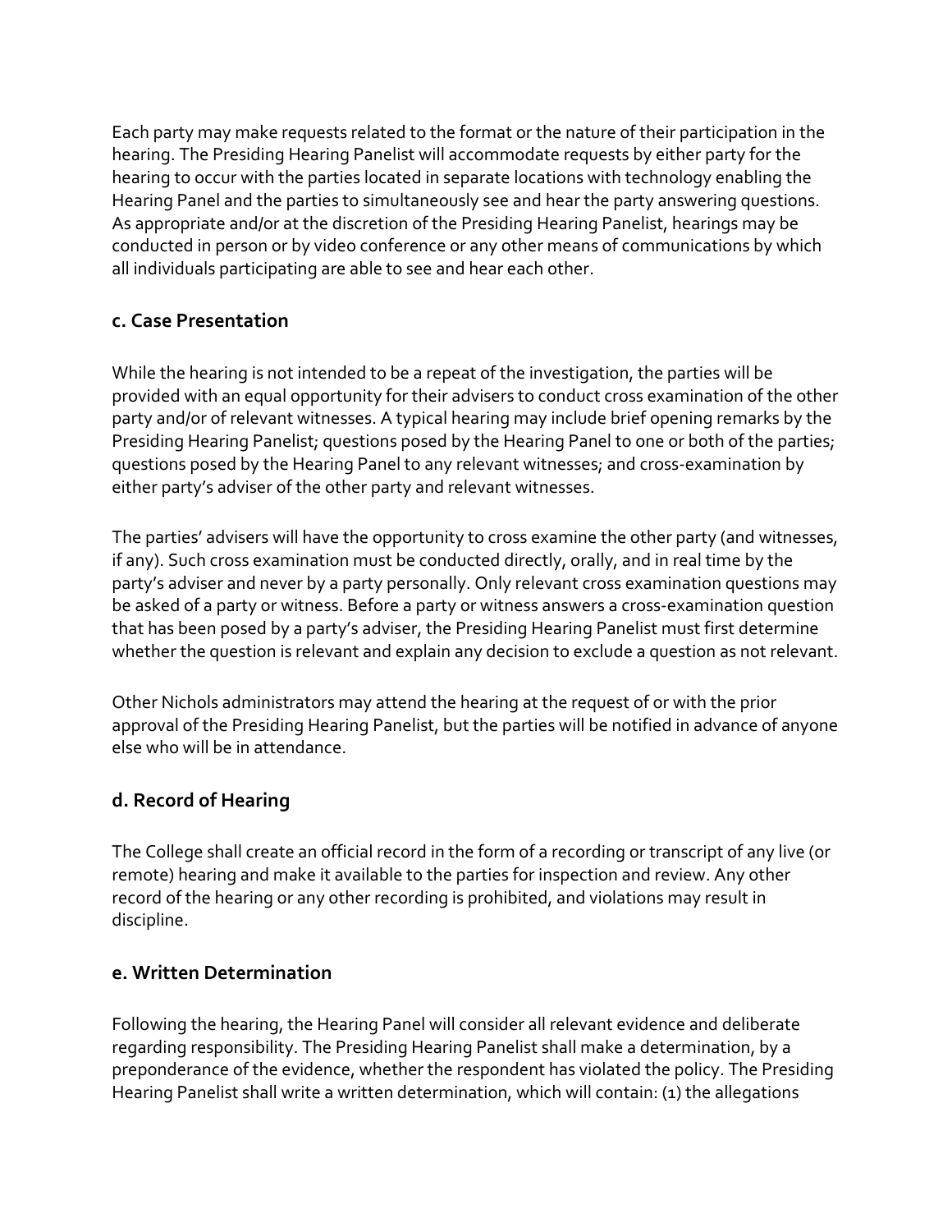Each party may make requests related to the format or the nature of their participation in the hearing. The Presiding Hearing Panelist will accommodate requests by either party for the hearing to occur with the parties located in separate locations with technology enabling the Hearing Panel and the parties to simultaneously see and hear the party answering questions. As appropriate and/or at the discretion of the Presiding Hearing Panelist, hearings may be conducted in person or by video conference or any other means of communications by which all individuals participating are able to see and hear each other.

### c. Case Presentation

While the hearing is not intended to be a repeat of the investigation, the parties will be provided with an equal opportunity for their advisers to conduct cross examination of the other party and/or of relevant witnesses. A typical hearing may include brief opening remarks by the Presiding Hearing Panelist; questions posed by the Hearing Panel to one or both of the parties; questions posed by the Hearing Panel to any relevant witnesses; and cross-examination by either party's adviser of the other party and relevant witnesses.

The parties' advisers will have the opportunity to cross examine the other party (and witnesses, if any). Such cross examination must be conducted directly, orally, and in real time by the party's adviser and never by a party personally. Only relevant cross examination questions may be asked of a party or witness. Before a party or witness answers a cross-examination question that has been posed by a party's adviser, the Presiding Hearing Panelist must first determine whether the question is relevant and explain any decision to exclude a question as not relevant.

Other Nichols administrators may attend the hearing at the request of or with the prior approval of the Presiding Hearing Panelist, but the parties will be notified in advance of anyone else who will be in attendance.

### d. Record of Hearing

The College shall create an official record in the form of a recording or transcript of any live (or remote) hearing and make it available to the parties for inspection and review. Any other record of the hearing or any other recording is prohibited, and violations may result in discipline.

### e. Written Determination

Following the hearing, the Hearing Panel will consider all relevant evidence and deliberate regarding responsibility. The Presiding Hearing Panelist shall make a determination, by a preponderance of the evidence, whether the respondent has violated the policy. The Presiding Hearing Panelist shall write a written determination, which will contain: (1) the allegations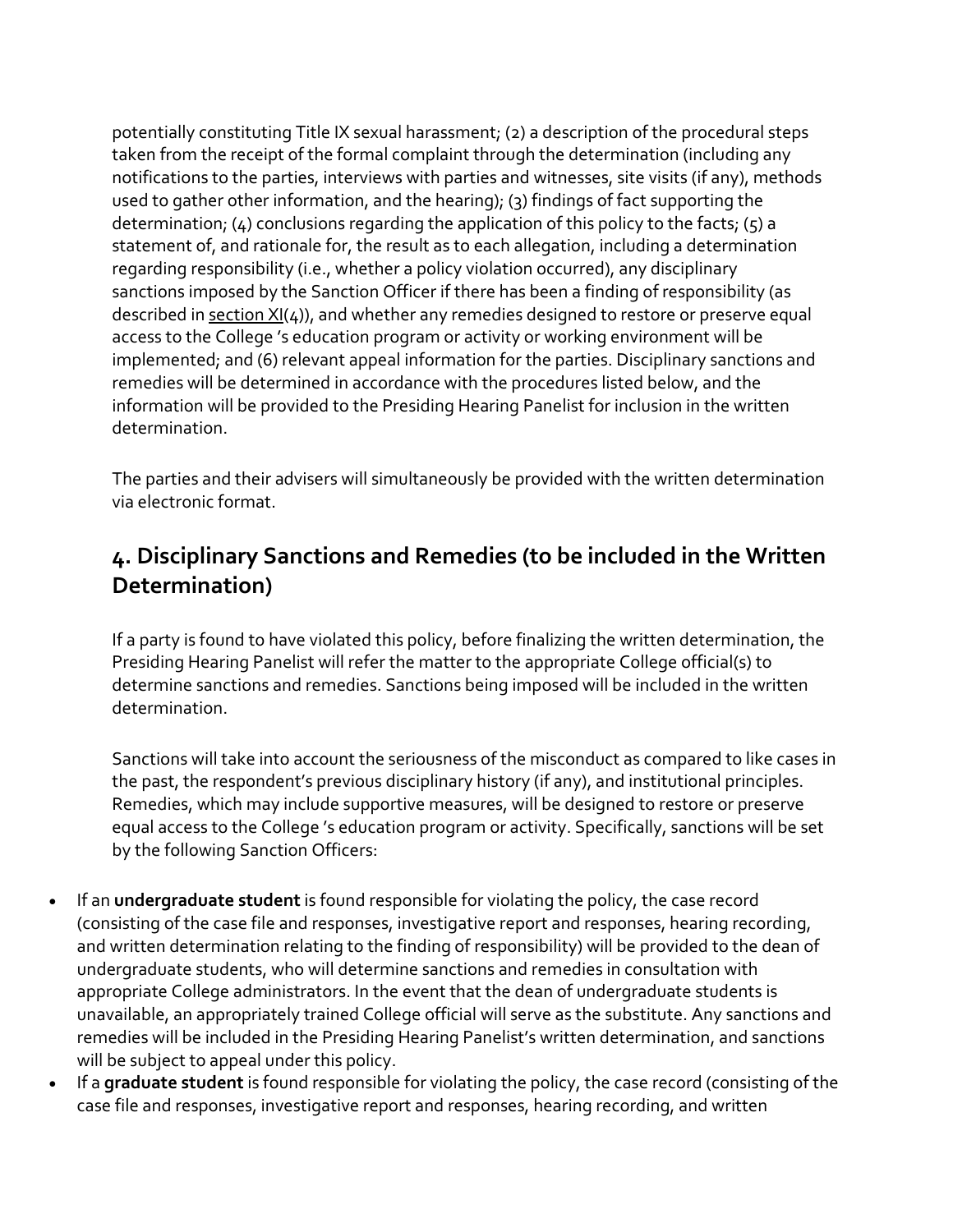potentially constituting Title IX sexual harassment; (2) a description of the procedural steps taken from the receipt of the formal complaint through the determination (including any notifications to the parties, interviews with parties and witnesses, site visits (if any), methods used to gather other information, and the hearing); (3) findings of fact supporting the determination; (4) conclusions regarding the application of this policy to the facts; (5) a statement of, and rationale for, the result as to each allegation, including a determination regarding responsibility (i.e., whether a policy violation occurred), any disciplinary sanctions imposed by the Sanction Officer if there has been a finding of responsibility (as described in section XI(4)), and whether any remedies designed to restore or preserve equal access to the College 's education program or activity or working environment will be implemented; and (6) relevant appeal information for the parties. Disciplinary sanctions and remedies will be determined in accordance with the procedures listed below, and the information will be provided to the Presiding Hearing Panelist for inclusion in the written determination.

The parties and their advisers will simultaneously be provided with the written determination via electronic format.

## 4. Disciplinary Sanctions and Remedies (to be included in the Written Determination)

If a party is found to have violated this policy, before finalizing the written determination, the Presiding Hearing Panelist will refer the matter to the appropriate College official(s) to determine sanctions and remedies. Sanctions being imposed will be included in the written determination.

Sanctions will take into account the seriousness of the misconduct as compared to like cases in the past, the respondent's previous disciplinary history (if any), and institutional principles. Remedies, which may include supportive measures, will be designed to restore or preserve equal access to the College 's education program or activity. Specifically, sanctions will be set by the following Sanction Officers:

- If an **undergraduate student** is found responsible for violating the policy, the case record (consisting of the case file and responses, investigative report and responses, hearing recording, and written determination relating to the finding of responsibility) will be provided to the dean of undergraduate students, who will determine sanctions and remedies in consultation with appropriate College administrators. In the event that the dean of undergraduate students is unavailable, an appropriately trained College official will serve as the substitute. Any sanctions and remedies will be included in the Presiding Hearing Panelist's written determination, and sanctions will be subject to appeal under this policy.
- If a **graduate student** is found responsible for violating the policy, the case record (consisting of the case file and responses, investigative report and responses, hearing recording, and written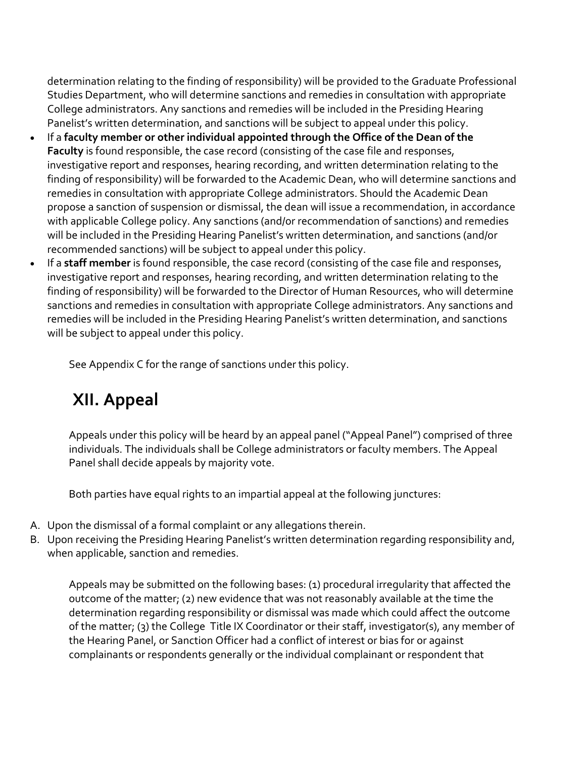determination relating to the finding of responsibility) will be provided to the Graduate Professional Studies Department, who will determine sanctions and remedies in consultation with appropriate College administrators. Any sanctions and remedies will be included in the Presiding Hearing Panelist's written determination, and sanctions will be subject to appeal under this policy.

- If a **faculty member or other individual appointed through the Office of the Dean of the Faculty** is found responsible, the case record (consisting of the case file and responses, investigative report and responses, hearing recording, and written determination relating to the finding of responsibility) will be forwarded to the Academic Dean, who will determine sanctions and remedies in consultation with appropriate College administrators. Should the Academic Dean propose a sanction of suspension or dismissal, the dean will issue a recommendation, in accordance with applicable College policy. Any sanctions (and/or recommendation of sanctions) and remedies will be included in the Presiding Hearing Panelist's written determination, and sanctions (and/or recommended sanctions) will be subject to appeal under this policy.
- If a **staff member** is found responsible, the case record (consisting of the case file and responses, investigative report and responses, hearing recording, and written determination relating to the finding of responsibility) will be forwarded to the Director of Human Resources, who will determine sanctions and remedies in consultation with appropriate College administrators. Any sanctions and remedies will be included in the Presiding Hearing Panelist's written determination, and sanctions will be subject to appeal under this policy.

See Appendix C for the range of sanctions under this policy.

## XII. Appeal

Appeals under this policy will be heard by an appeal panel ("Appeal Panel") comprised of three individuals. The individuals shall be College administrators or faculty members. The Appeal Panel shall decide appeals by majority vote.

Both parties have equal rights to an impartial appeal at the following junctures:

A. Upon the dismissal of a formal complaint or any allegations therein.
B. Upon receiving the Presiding Hearing Panelist's written determination regarding responsibility and, when applicable, sanction and remedies.

Appeals may be submitted on the following bases: (1) procedural irregularity that affected the outcome of the matter; (2) new evidence that was not reasonably available at the time the determination regarding responsibility or dismissal was made which could affect the outcome of the matter; (3) the College Title IX Coordinator or their staff, investigator(s), any member of the Hearing Panel, or Sanction Officer had a conflict of interest or bias for or against complainants or respondents generally or the individual complainant or respondent that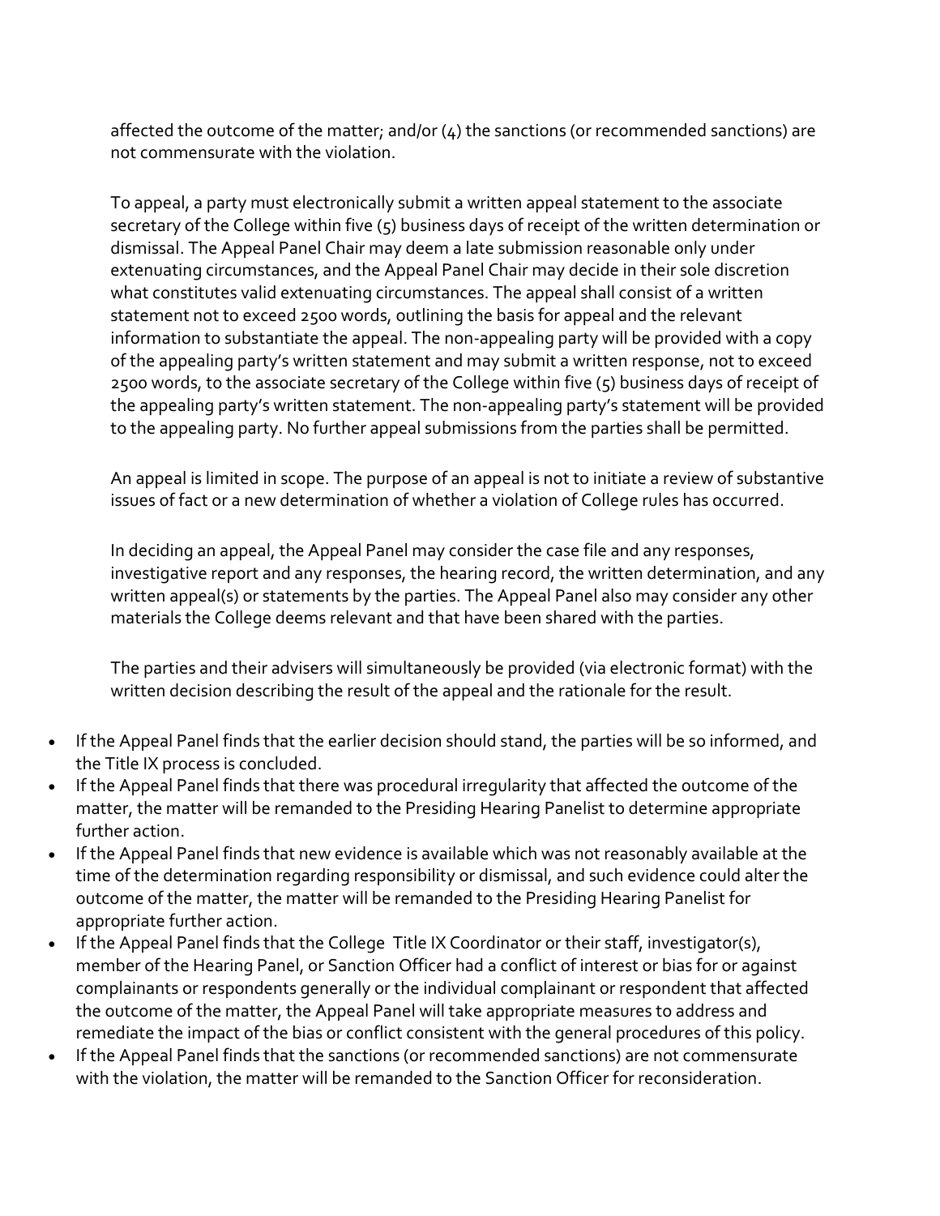affected the outcome of the matter; and/or (4) the sanctions (or recommended sanctions) are not commensurate with the violation.

To appeal, a party must electronically submit a written appeal statement to the associate secretary of the College within five (5) business days of receipt of the written determination or dismissal. The Appeal Panel Chair may deem a late submission reasonable only under extenuating circumstances, and the Appeal Panel Chair may decide in their sole discretion what constitutes valid extenuating circumstances. The appeal shall consist of a written statement not to exceed 2500 words, outlining the basis for appeal and the relevant information to substantiate the appeal. The non-appealing party will be provided with a copy of the appealing party's written statement and may submit a written response, not to exceed 2500 words, to the associate secretary of the College within five (5) business days of receipt of the appealing party's written statement. The non-appealing party's statement will be provided to the appealing party. No further appeal submissions from the parties shall be permitted.

An appeal is limited in scope. The purpose of an appeal is not to initiate a review of substantive issues of fact or a new determination of whether a violation of College rules has occurred.

In deciding an appeal, the Appeal Panel may consider the case file and any responses, investigative report and any responses, the hearing record, the written determination, and any written appeal(s) or statements by the parties. The Appeal Panel also may consider any other materials the College deems relevant and that have been shared with the parties.

The parties and their advisers will simultaneously be provided (via electronic format) with the written decision describing the result of the appeal and the rationale for the result.

- If the Appeal Panel finds that the earlier decision should stand, the parties will be so informed, and the Title IX process is concluded.
- If the Appeal Panel finds that there was procedural irregularity that affected the outcome of the matter, the matter will be remanded to the Presiding Hearing Panelist to determine appropriate further action.
- If the Appeal Panel finds that new evidence is available which was not reasonably available at the time of the determination regarding responsibility or dismissal, and such evidence could alter the outcome of the matter, the matter will be remanded to the Presiding Hearing Panelist for appropriate further action.
- If the Appeal Panel finds that the College Title IX Coordinator or their staff, investigator(s), member of the Hearing Panel, or Sanction Officer had a conflict of interest or bias for or against complainants or respondents generally or the individual complainant or respondent that affected the outcome of the matter, the Appeal Panel will take appropriate measures to address and remediate the impact of the bias or conflict consistent with the general procedures of this policy.
- If the Appeal Panel finds that the sanctions (or recommended sanctions) are not commensurate with the violation, the matter will be remanded to the Sanction Officer for reconsideration.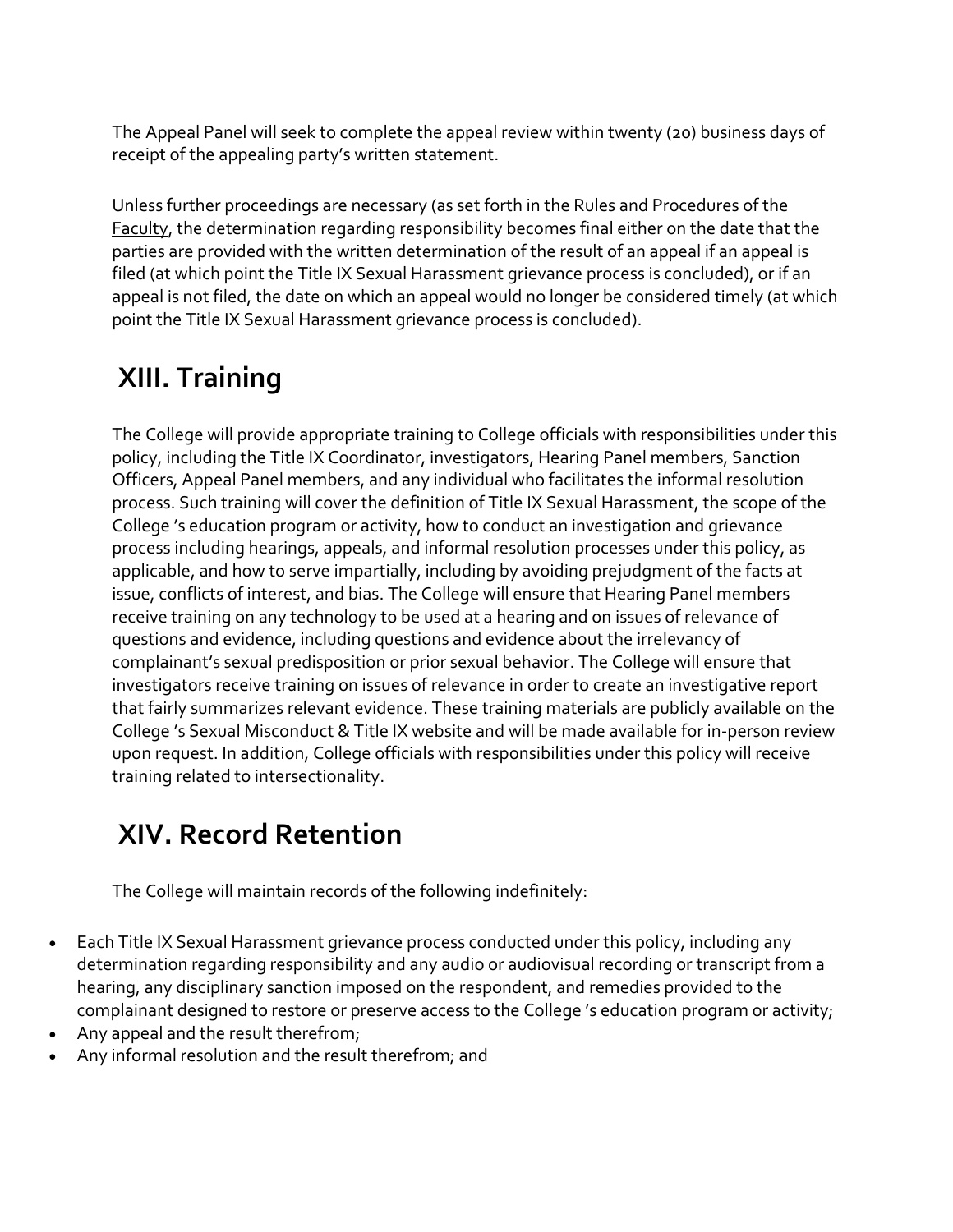The Appeal Panel will seek to complete the appeal review within twenty (20) business days of receipt of the appealing party's written statement.

Unless further proceedings are necessary (as set forth in the Rules and Procedures of the Faculty, the determination regarding responsibility becomes final either on the date that the parties are provided with the written determination of the result of an appeal if an appeal is filed (at which point the Title IX Sexual Harassment grievance process is concluded), or if an appeal is not filed, the date on which an appeal would no longer be considered timely (at which point the Title IX Sexual Harassment grievance process is concluded).

## XIII. Training

The College will provide appropriate training to College officials with responsibilities under this policy, including the Title IX Coordinator, investigators, Hearing Panel members, Sanction Officers, Appeal Panel members, and any individual who facilitates the informal resolution process. Such training will cover the definition of Title IX Sexual Harassment, the scope of the College 's education program or activity, how to conduct an investigation and grievance process including hearings, appeals, and informal resolution processes under this policy, as applicable, and how to serve impartially, including by avoiding prejudgment of the facts at issue, conflicts of interest, and bias. The College will ensure that Hearing Panel members receive training on any technology to be used at a hearing and on issues of relevance of questions and evidence, including questions and evidence about the irrelevancy of complainant's sexual predisposition or prior sexual behavior. The College will ensure that investigators receive training on issues of relevance in order to create an investigative report that fairly summarizes relevant evidence. These training materials are publicly available on the College 's Sexual Misconduct & Title IX website and will be made available for in-person review upon request. In addition, College officials with responsibilities under this policy will receive training related to intersectionality.

## XIV. Record Retention

The College will maintain records of the following indefinitely:

- Each Title IX Sexual Harassment grievance process conducted under this policy, including any determination regarding responsibility and any audio or audiovisual recording or transcript from a hearing, any disciplinary sanction imposed on the respondent, and remedies provided to the complainant designed to restore or preserve access to the College 's education program or activity;
- Any appeal and the result therefrom;
- Any informal resolution and the result therefrom; and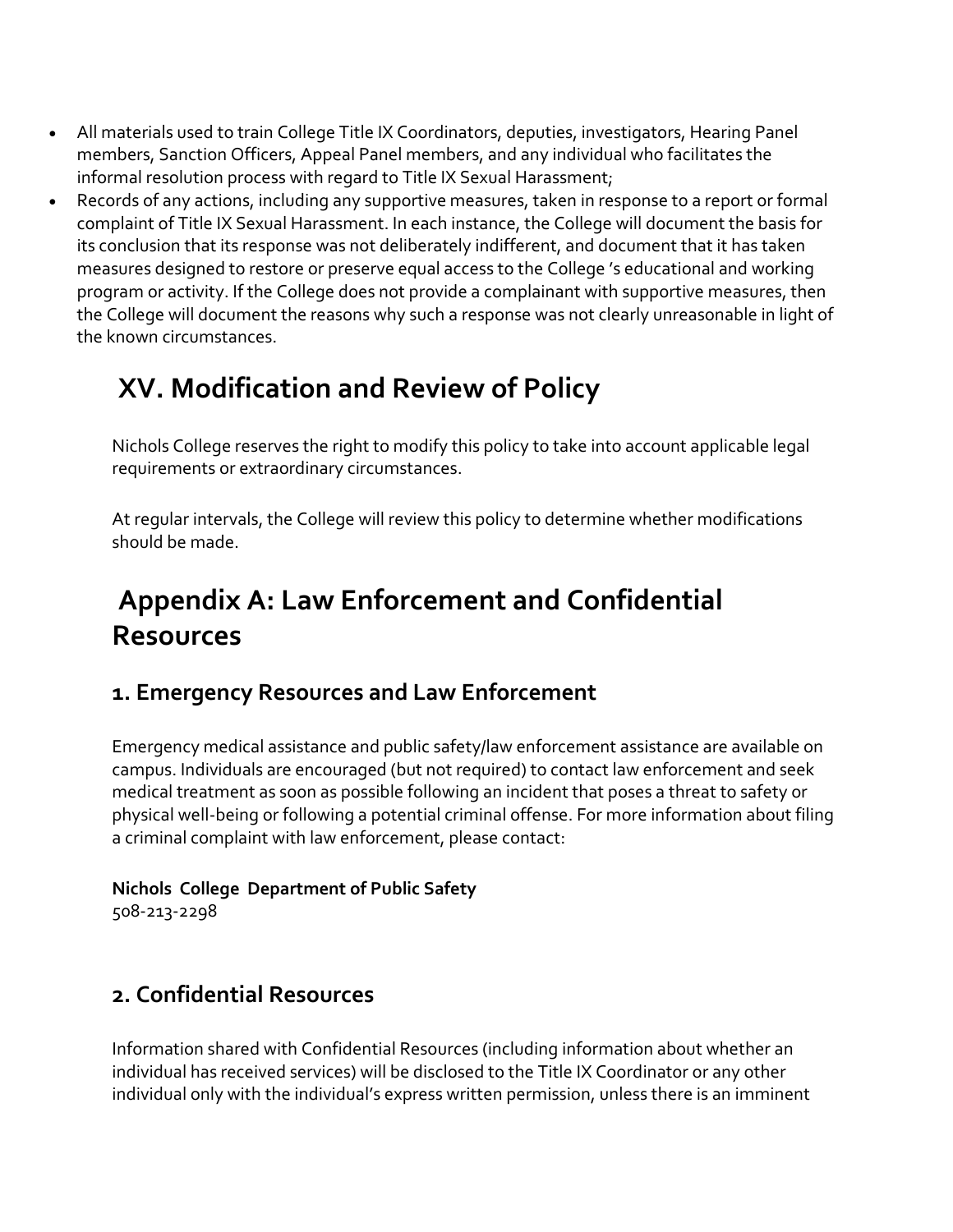- All materials used to train College Title IX Coordinators, deputies, investigators, Hearing Panel members, Sanction Officers, Appeal Panel members, and any individual who facilitates the informal resolution process with regard to Title IX Sexual Harassment;
- Records of any actions, including any supportive measures, taken in response to a report or formal complaint of Title IX Sexual Harassment. In each instance, the College will document the basis for its conclusion that its response was not deliberately indifferent, and document that it has taken measures designed to restore or preserve equal access to the College 's educational and working program or activity. If the College does not provide a complainant with supportive measures, then the College will document the reasons why such a response was not clearly unreasonable in light of the known circumstances.

## XV. Modification and Review of Policy

Nichols College reserves the right to modify this policy to take into account applicable legal requirements or extraordinary circumstances.

At regular intervals, the College will review this policy to determine whether modifications should be made.

## Appendix A: Law Enforcement and Confidential Resources

### 1. Emergency Resources and Law Enforcement

Emergency medical assistance and public safety/law enforcement assistance are available on campus. Individuals are encouraged (but not required) to contact law enforcement and seek medical treatment as soon as possible following an incident that poses a threat to safety or physical well-being or following a potential criminal offense. For more information about filing a criminal complaint with law enforcement, please contact:

**Nichols College Department of Public Safety**
508-213-2298

### 2. Confidential Resources

Information shared with Confidential Resources (including information about whether an individual has received services) will be disclosed to the Title IX Coordinator or any other individual only with the individual's express written permission, unless there is an imminent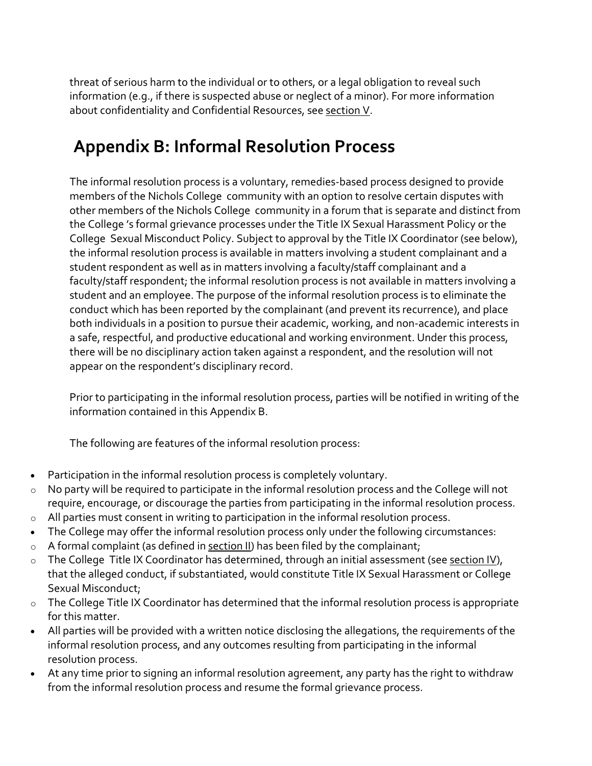threat of serious harm to the individual or to others, or a legal obligation to reveal such information (e.g., if there is suspected abuse or neglect of a minor). For more information about confidentiality and Confidential Resources, see section V.

## Appendix B: Informal Resolution Process

The informal resolution process is a voluntary, remedies-based process designed to provide members of the Nichols College community with an option to resolve certain disputes with other members of the Nichols College community in a forum that is separate and distinct from the College 's formal grievance processes under the Title IX Sexual Harassment Policy or the College Sexual Misconduct Policy. Subject to approval by the Title IX Coordinator (see below), the informal resolution process is available in matters involving a student complainant and a student respondent as well as in matters involving a faculty/staff complainant and a faculty/staff respondent; the informal resolution process is not available in matters involving a student and an employee. The purpose of the informal resolution process is to eliminate the conduct which has been reported by the complainant (and prevent its recurrence), and place both individuals in a position to pursue their academic, working, and non-academic interests in a safe, respectful, and productive educational and working environment. Under this process, there will be no disciplinary action taken against a respondent, and the resolution will not appear on the respondent's disciplinary record.

Prior to participating in the informal resolution process, parties will be notified in writing of the information contained in this Appendix B.

The following are features of the informal resolution process:

- Participation in the informal resolution process is completely voluntary.
  - No party will be required to participate in the informal resolution process and the College will not require, encourage, or discourage the parties from participating in the informal resolution process.
  - All parties must consent in writing to participation in the informal resolution process.
- The College may offer the informal resolution process only under the following circumstances:
  - A formal complaint (as defined in section II) has been filed by the complainant;
  - The College Title IX Coordinator has determined, through an initial assessment (see section IV), that the alleged conduct, if substantiated, would constitute Title IX Sexual Harassment or College Sexual Misconduct;
  - The College Title IX Coordinator has determined that the informal resolution process is appropriate for this matter.
- All parties will be provided with a written notice disclosing the allegations, the requirements of the informal resolution process, and any outcomes resulting from participating in the informal resolution process.
- At any time prior to signing an informal resolution agreement, any party has the right to withdraw from the informal resolution process and resume the formal grievance process.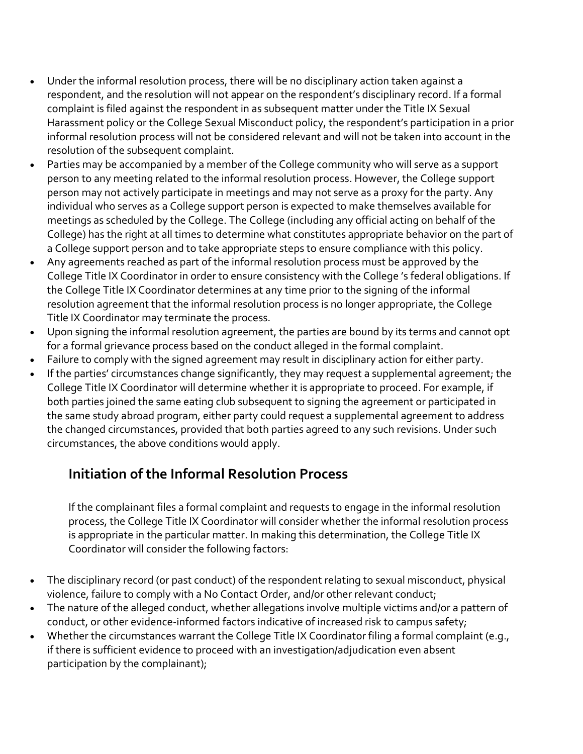- Under the informal resolution process, there will be no disciplinary action taken against a respondent, and the resolution will not appear on the respondent's disciplinary record. If a formal complaint is filed against the respondent in as subsequent matter under the Title IX Sexual Harassment policy or the College Sexual Misconduct policy, the respondent's participation in a prior informal resolution process will not be considered relevant and will not be taken into account in the resolution of the subsequent complaint.
- Parties may be accompanied by a member of the College community who will serve as a support person to any meeting related to the informal resolution process. However, the College support person may not actively participate in meetings and may not serve as a proxy for the party. Any individual who serves as a College support person is expected to make themselves available for meetings as scheduled by the College. The College (including any official acting on behalf of the College) has the right at all times to determine what constitutes appropriate behavior on the part of a College support person and to take appropriate steps to ensure compliance with this policy.
- Any agreements reached as part of the informal resolution process must be approved by the College Title IX Coordinator in order to ensure consistency with the College 's federal obligations. If the College Title IX Coordinator determines at any time prior to the signing of the informal resolution agreement that the informal resolution process is no longer appropriate, the College Title IX Coordinator may terminate the process.
- Upon signing the informal resolution agreement, the parties are bound by its terms and cannot opt for a formal grievance process based on the conduct alleged in the formal complaint.
- Failure to comply with the signed agreement may result in disciplinary action for either party.
- If the parties' circumstances change significantly, they may request a supplemental agreement; the College Title IX Coordinator will determine whether it is appropriate to proceed. For example, if both parties joined the same eating club subsequent to signing the agreement or participated in the same study abroad program, either party could request a supplemental agreement to address the changed circumstances, provided that both parties agreed to any such revisions. Under such circumstances, the above conditions would apply.

## Initiation of the Informal Resolution Process

If the complainant files a formal complaint and requests to engage in the informal resolution process, the College Title IX Coordinator will consider whether the informal resolution process is appropriate in the particular matter. In making this determination, the College Title IX Coordinator will consider the following factors:

- The disciplinary record (or past conduct) of the respondent relating to sexual misconduct, physical violence, failure to comply with a No Contact Order, and/or other relevant conduct;
- The nature of the alleged conduct, whether allegations involve multiple victims and/or a pattern of conduct, or other evidence-informed factors indicative of increased risk to campus safety;
- Whether the circumstances warrant the College Title IX Coordinator filing a formal complaint (e.g., if there is sufficient evidence to proceed with an investigation/adjudication even absent participation by the complainant);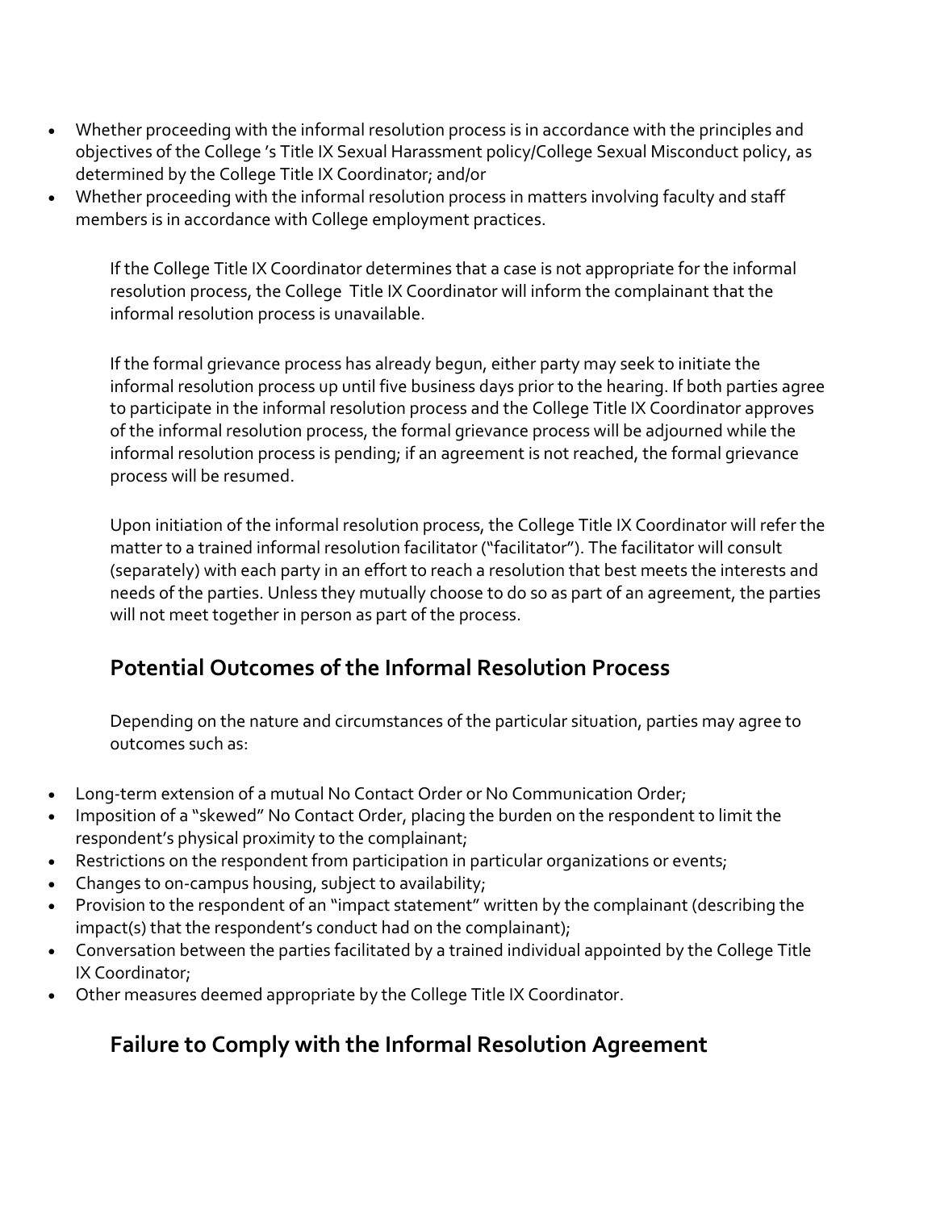- Whether proceeding with the informal resolution process is in accordance with the principles and objectives of the College 's Title IX Sexual Harassment policy/College Sexual Misconduct policy, as determined by the College Title IX Coordinator; and/or
- Whether proceeding with the informal resolution process in matters involving faculty and staff members is in accordance with College employment practices.

If the College Title IX Coordinator determines that a case is not appropriate for the informal resolution process, the College Title IX Coordinator will inform the complainant that the informal resolution process is unavailable.

If the formal grievance process has already begun, either party may seek to initiate the informal resolution process up until five business days prior to the hearing. If both parties agree to participate in the informal resolution process and the College Title IX Coordinator approves of the informal resolution process, the formal grievance process will be adjourned while the informal resolution process is pending; if an agreement is not reached, the formal grievance process will be resumed.

Upon initiation of the informal resolution process, the College Title IX Coordinator will refer the matter to a trained informal resolution facilitator ("facilitator"). The facilitator will consult (separately) with each party in an effort to reach a resolution that best meets the interests and needs of the parties. Unless they mutually choose to do so as part of an agreement, the parties will not meet together in person as part of the process.

## Potential Outcomes of the Informal Resolution Process

Depending on the nature and circumstances of the particular situation, parties may agree to outcomes such as:

- Long-term extension of a mutual No Contact Order or No Communication Order;
- Imposition of a "skewed" No Contact Order, placing the burden on the respondent to limit the respondent's physical proximity to the complainant;
- Restrictions on the respondent from participation in particular organizations or events;
- Changes to on-campus housing, subject to availability;
- Provision to the respondent of an "impact statement" written by the complainant (describing the impact(s) that the respondent's conduct had on the complainant);
- Conversation between the parties facilitated by a trained individual appointed by the College Title IX Coordinator;
- Other measures deemed appropriate by the College Title IX Coordinator.

## Failure to Comply with the Informal Resolution Agreement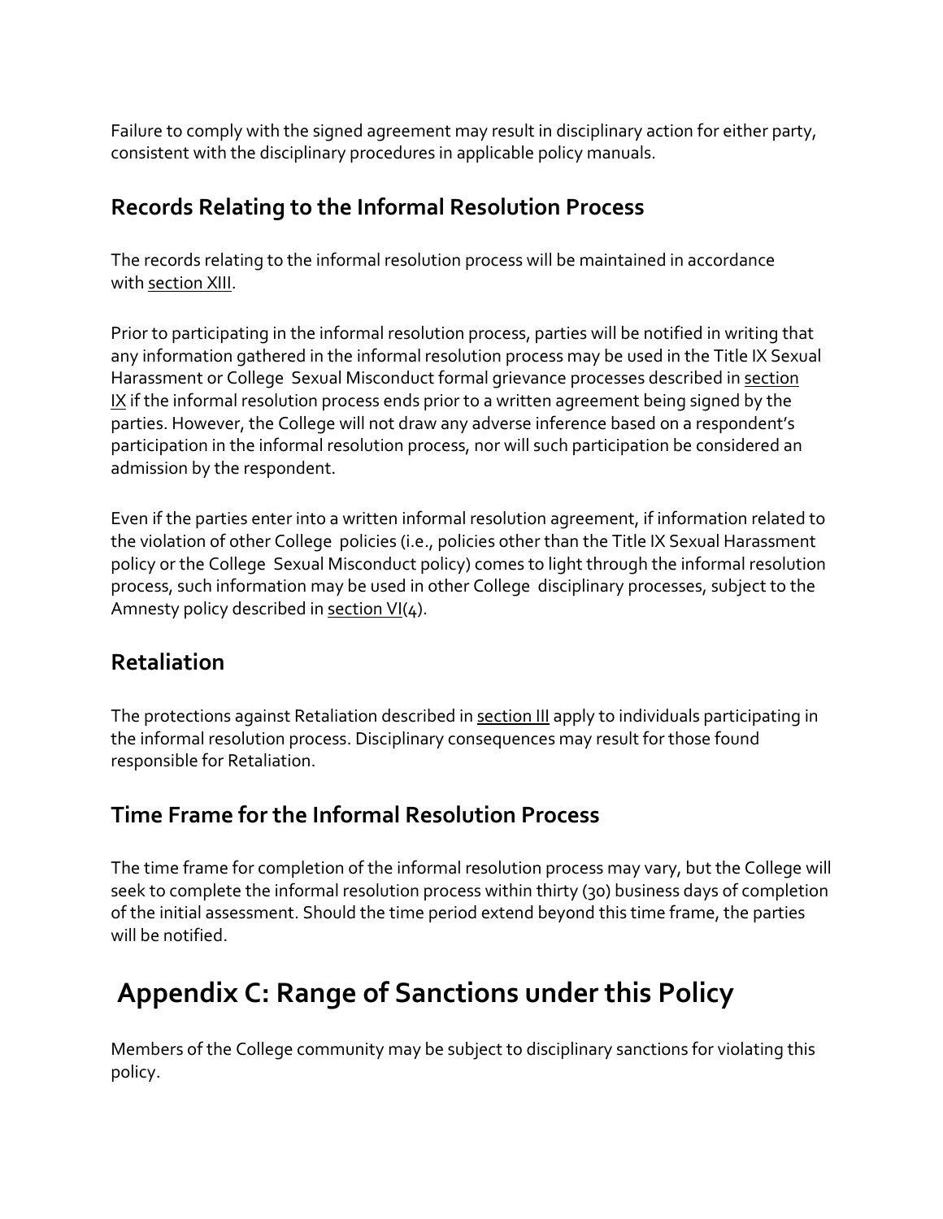Failure to comply with the signed agreement may result in disciplinary action for either party, consistent with the disciplinary procedures in applicable policy manuals.

### Records Relating to the Informal Resolution Process

The records relating to the informal resolution process will be maintained in accordance with section XIII.

Prior to participating in the informal resolution process, parties will be notified in writing that any information gathered in the informal resolution process may be used in the Title IX Sexual Harassment or College Sexual Misconduct formal grievance processes described in section IX if the informal resolution process ends prior to a written agreement being signed by the parties. However, the College will not draw any adverse inference based on a respondent's participation in the informal resolution process, nor will such participation be considered an admission by the respondent.

Even if the parties enter into a written informal resolution agreement, if information related to the violation of other College policies (i.e., policies other than the Title IX Sexual Harassment policy or the College Sexual Misconduct policy) comes to light through the informal resolution process, such information may be used in other College disciplinary processes, subject to the Amnesty policy described in section VI(4).

### Retaliation

The protections against Retaliation described in section III apply to individuals participating in the informal resolution process. Disciplinary consequences may result for those found responsible for Retaliation.

### Time Frame for the Informal Resolution Process

The time frame for completion of the informal resolution process may vary, but the College will seek to complete the informal resolution process within thirty (30) business days of completion of the initial assessment. Should the time period extend beyond this time frame, the parties will be notified.

## Appendix C: Range of Sanctions under this Policy

Members of the College community may be subject to disciplinary sanctions for violating this policy.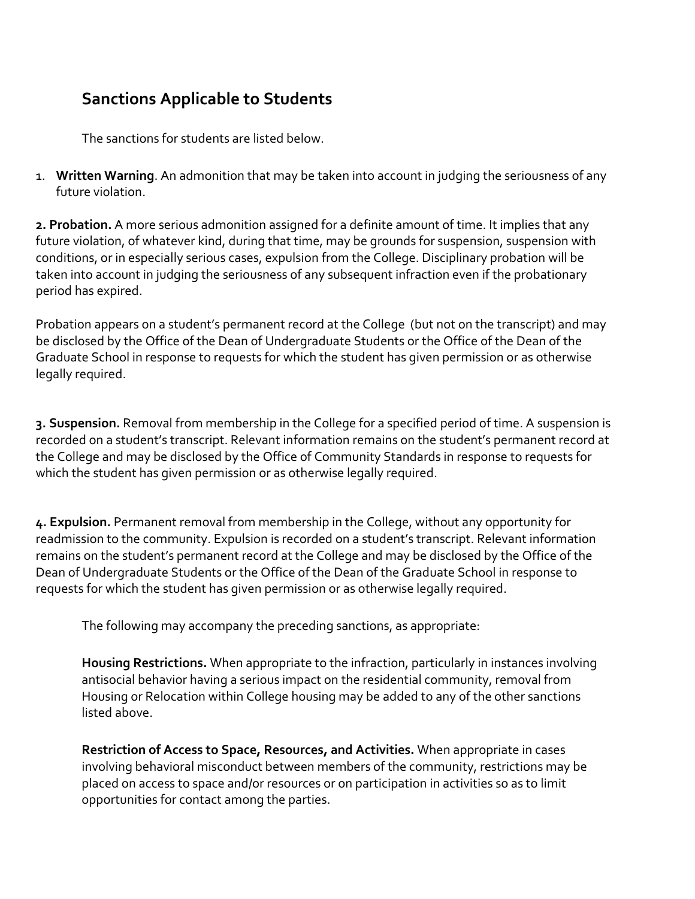## Sanctions Applicable to Students

The sanctions for students are listed below.

1. **Written Warning**. An admonition that may be taken into account in judging the seriousness of any future violation.

**2. Probation.** A more serious admonition assigned for a definite amount of time. It implies that any future violation, of whatever kind, during that time, may be grounds for suspension, suspension with conditions, or in especially serious cases, expulsion from the College. Disciplinary probation will be taken into account in judging the seriousness of any subsequent infraction even if the probationary period has expired.

Probation appears on a student's permanent record at the College (but not on the transcript) and may be disclosed by the Office of the Dean of Undergraduate Students or the Office of the Dean of the Graduate School in response to requests for which the student has given permission or as otherwise legally required.

**3. Suspension.** Removal from membership in the College for a specified period of time. A suspension is recorded on a student's transcript. Relevant information remains on the student's permanent record at the College and may be disclosed by the Office of Community Standards in response to requests for which the student has given permission or as otherwise legally required.

**4. Expulsion.** Permanent removal from membership in the College, without any opportunity for readmission to the community. Expulsion is recorded on a student's transcript. Relevant information remains on the student's permanent record at the College and may be disclosed by the Office of the Dean of Undergraduate Students or the Office of the Dean of the Graduate School in response to requests for which the student has given permission or as otherwise legally required.

The following may accompany the preceding sanctions, as appropriate:

**Housing Restrictions.** When appropriate to the infraction, particularly in instances involving antisocial behavior having a serious impact on the residential community, removal from Housing or Relocation within College housing may be added to any of the other sanctions listed above.

**Restriction of Access to Space, Resources, and Activities.** When appropriate in cases involving behavioral misconduct between members of the community, restrictions may be placed on access to space and/or resources or on participation in activities so as to limit opportunities for contact among the parties.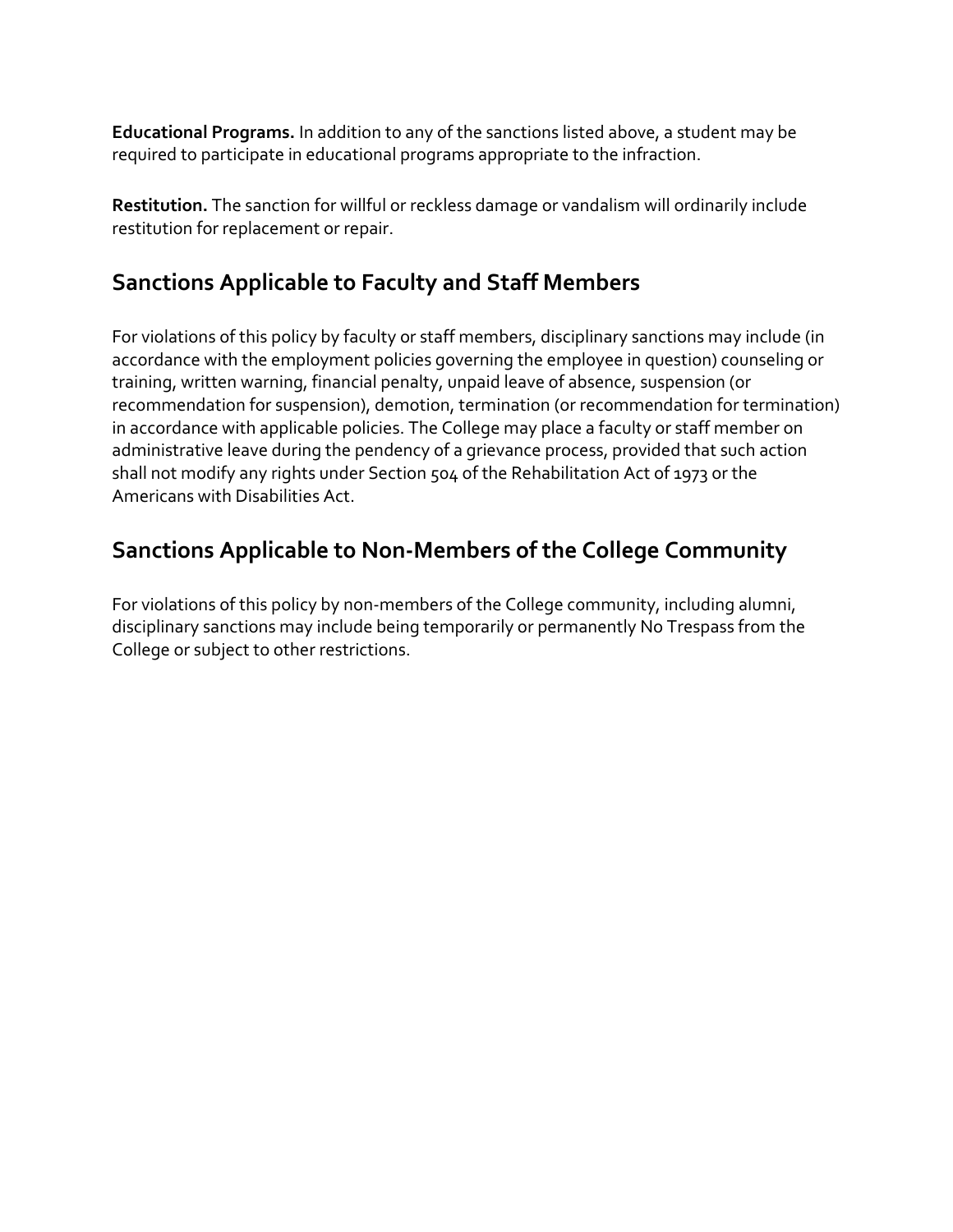**Educational Programs.** In addition to any of the sanctions listed above, a student may be required to participate in educational programs appropriate to the infraction.

**Restitution.** The sanction for willful or reckless damage or vandalism will ordinarily include restitution for replacement or repair.

## Sanctions Applicable to Faculty and Staff Members

For violations of this policy by faculty or staff members, disciplinary sanctions may include (in accordance with the employment policies governing the employee in question) counseling or training, written warning, financial penalty, unpaid leave of absence, suspension (or recommendation for suspension), demotion, termination (or recommendation for termination) in accordance with applicable policies. The College may place a faculty or staff member on administrative leave during the pendency of a grievance process, provided that such action shall not modify any rights under Section 504 of the Rehabilitation Act of 1973 or the Americans with Disabilities Act.

## Sanctions Applicable to Non-Members of the College Community

For violations of this policy by non-members of the College community, including alumni, disciplinary sanctions may include being temporarily or permanently No Trespass from the College or subject to other restrictions.